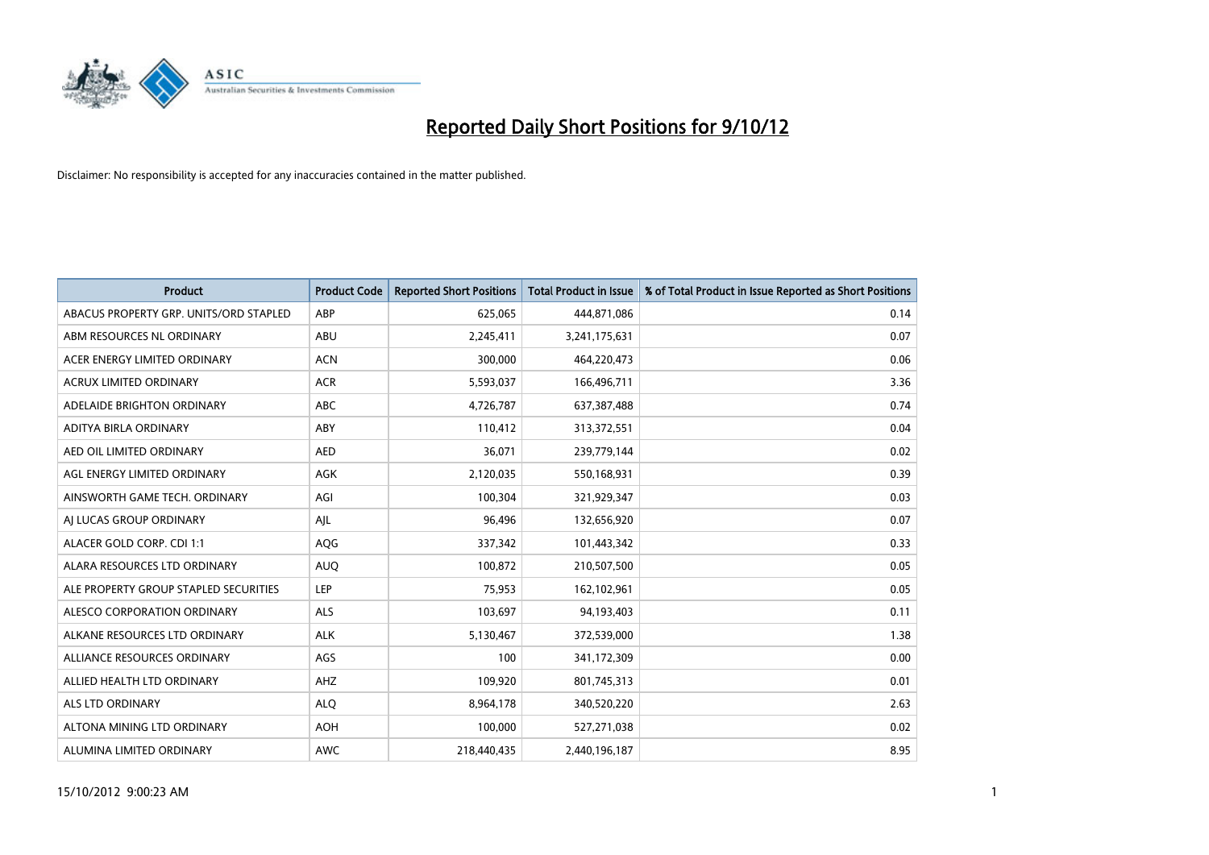# Reported Daily Short Positions for 9/10/12

Disclaimer: No responsibility is accepted for any inaccuracies contained in the matter published.

| Product | Product Code | Reported Short Positions | Total Product in Issue | % of Total Product in Issue Reported as Short Positions |
|---|---|---|---|---|
| ABACUS PROPERTY GRP. UNITS/ORD STAPLED | ABP | 625,065 | 444,871,086 | 0.14 |
| ABM RESOURCES NL ORDINARY | ABU | 2,245,411 | 3,241,175,631 | 0.07 |
| ACER ENERGY LIMITED ORDINARY | ACN | 300,000 | 464,220,473 | 0.06 |
| ACRUX LIMITED ORDINARY | ACR | 5,593,037 | 166,496,711 | 3.36 |
| ADELAIDE BRIGHTON ORDINARY | ABC | 4,726,787 | 637,387,488 | 0.74 |
| ADITYA BIRLA ORDINARY | ABY | 110,412 | 313,372,551 | 0.04 |
| AED OIL LIMITED ORDINARY | AED | 36,071 | 239,779,144 | 0.02 |
| AGL ENERGY LIMITED ORDINARY | AGK | 2,120,035 | 550,168,931 | 0.39 |
| AINSWORTH GAME TECH. ORDINARY | AGI | 100,304 | 321,929,347 | 0.03 |
| AJ LUCAS GROUP ORDINARY | AJL | 96,496 | 132,656,920 | 0.07 |
| ALACER GOLD CORP. CDI 1:1 | AQG | 337,342 | 101,443,342 | 0.33 |
| ALARA RESOURCES LTD ORDINARY | AUQ | 100,872 | 210,507,500 | 0.05 |
| ALE PROPERTY GROUP STAPLED SECURITIES | LEP | 75,953 | 162,102,961 | 0.05 |
| ALESCO CORPORATION ORDINARY | ALS | 103,697 | 94,193,403 | 0.11 |
| ALKANE RESOURCES LTD ORDINARY | ALK | 5,130,467 | 372,539,000 | 1.38 |
| ALLIANCE RESOURCES ORDINARY | AGS | 100 | 341,172,309 | 0.00 |
| ALLIED HEALTH LTD ORDINARY | AHZ | 109,920 | 801,745,313 | 0.01 |
| ALS LTD ORDINARY | ALQ | 8,964,178 | 340,520,220 | 2.63 |
| ALTONA MINING LTD ORDINARY | AOH | 100,000 | 527,271,038 | 0.02 |
| ALUMINA LIMITED ORDINARY | AWC | 218,440,435 | 2,440,196,187 | 8.95 |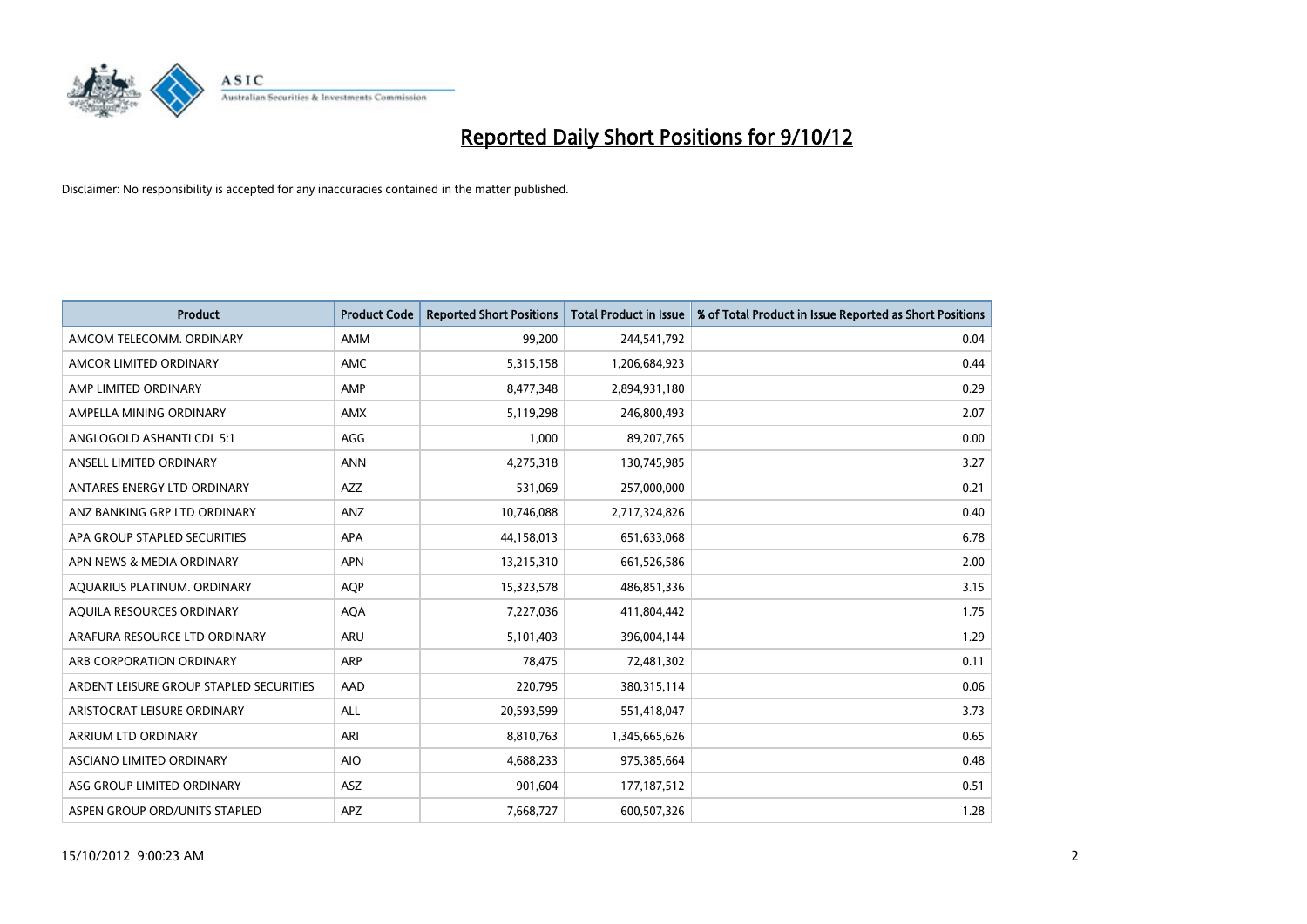# Reported Daily Short Positions for 9/10/12

Disclaimer: No responsibility is accepted for any inaccuracies contained in the matter published.

| Product | Product Code | Reported Short Positions | Total Product in Issue | % of Total Product in Issue Reported as Short Positions |
|---|---|---|---|---|
| AMCOM TELECOMM. ORDINARY | AMM | 99,200 | 244,541,792 | 0.04 |
| AMCOR LIMITED ORDINARY | AMC | 5,315,158 | 1,206,684,923 | 0.44 |
| AMP LIMITED ORDINARY | AMP | 8,477,348 | 2,894,931,180 | 0.29 |
| AMPELLA MINING ORDINARY | AMX | 5,119,298 | 246,800,493 | 2.07 |
| ANGLOGOLD ASHANTI CDI 5:1 | AGG | 1,000 | 89,207,765 | 0.00 |
| ANSELL LIMITED ORDINARY | ANN | 4,275,318 | 130,745,985 | 3.27 |
| ANTARES ENERGY LTD ORDINARY | AZZ | 531,069 | 257,000,000 | 0.21 |
| ANZ BANKING GRP LTD ORDINARY | ANZ | 10,746,088 | 2,717,324,826 | 0.40 |
| APA GROUP STAPLED SECURITIES | APA | 44,158,013 | 651,633,068 | 6.78 |
| APN NEWS & MEDIA ORDINARY | APN | 13,215,310 | 661,526,586 | 2.00 |
| AQUARIUS PLATINUM. ORDINARY | AQP | 15,323,578 | 486,851,336 | 3.15 |
| AQUILA RESOURCES ORDINARY | AQA | 7,227,036 | 411,804,442 | 1.75 |
| ARAFURA RESOURCE LTD ORDINARY | ARU | 5,101,403 | 396,004,144 | 1.29 |
| ARB CORPORATION ORDINARY | ARP | 78,475 | 72,481,302 | 0.11 |
| ARDENT LEISURE GROUP STAPLED SECURITIES | AAD | 220,795 | 380,315,114 | 0.06 |
| ARISTOCRAT LEISURE ORDINARY | ALL | 20,593,599 | 551,418,047 | 3.73 |
| ARRIUM LTD ORDINARY | ARI | 8,810,763 | 1,345,665,626 | 0.65 |
| ASCIANO LIMITED ORDINARY | AIO | 4,688,233 | 975,385,664 | 0.48 |
| ASG GROUP LIMITED ORDINARY | ASZ | 901,604 | 177,187,512 | 0.51 |
| ASPEN GROUP ORD/UNITS STAPLED | APZ | 7,668,727 | 600,507,326 | 1.28 |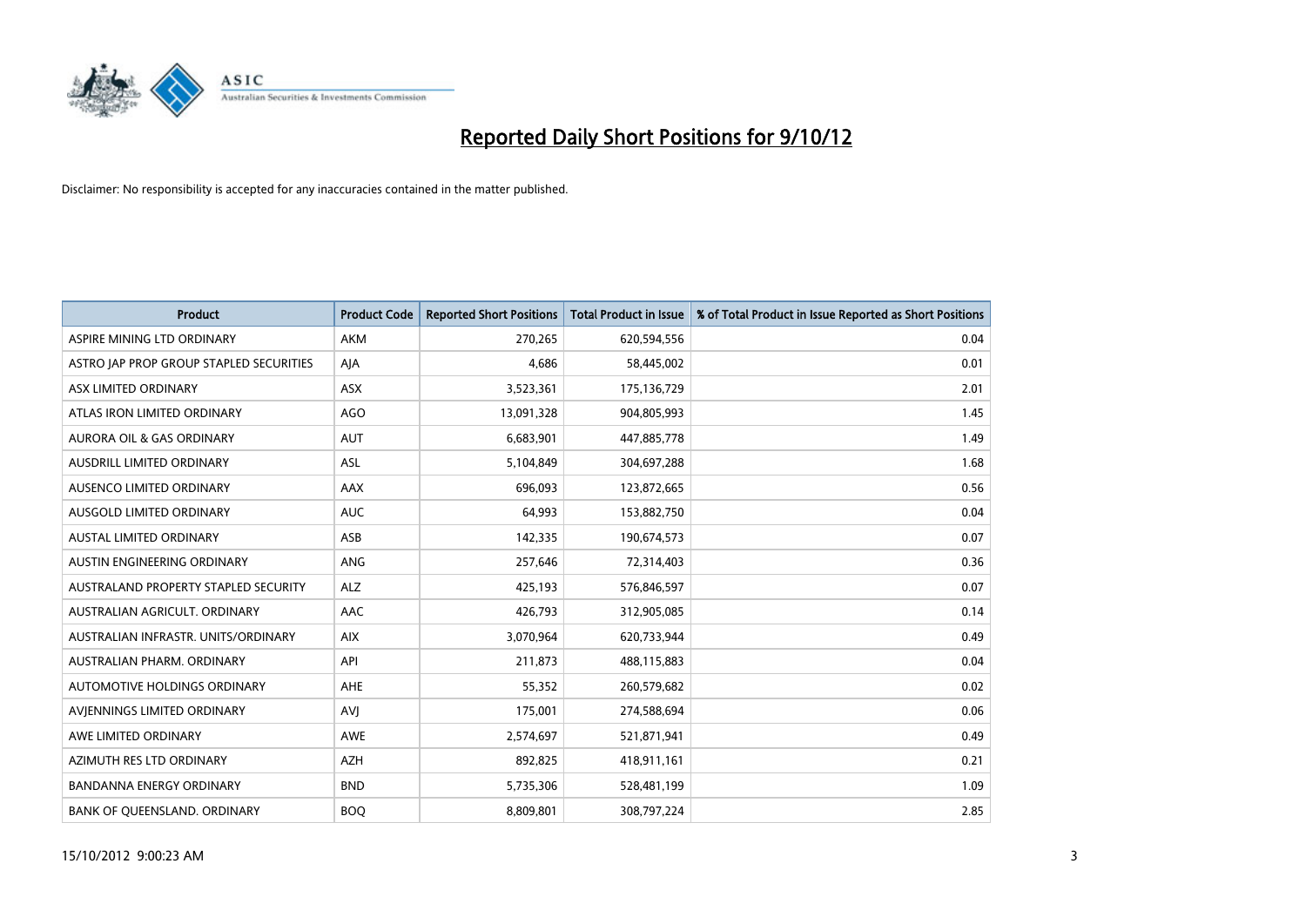# Reported Daily Short Positions for 9/10/12

Disclaimer: No responsibility is accepted for any inaccuracies contained in the matter published.

| Product | Product Code | Reported Short Positions | Total Product in Issue | % of Total Product in Issue Reported as Short Positions |
|---|---|---|---|---|
| ASPIRE MINING LTD ORDINARY | AKM | 270,265 | 620,594,556 | 0.04 |
| ASTRO JAP PROP GROUP STAPLED SECURITIES | AJA | 4,686 | 58,445,002 | 0.01 |
| ASX LIMITED ORDINARY | ASX | 3,523,361 | 175,136,729 | 2.01 |
| ATLAS IRON LIMITED ORDINARY | AGO | 13,091,328 | 904,805,993 | 1.45 |
| AURORA OIL & GAS ORDINARY | AUT | 6,683,901 | 447,885,778 | 1.49 |
| AUSDRILL LIMITED ORDINARY | ASL | 5,104,849 | 304,697,288 | 1.68 |
| AUSENCO LIMITED ORDINARY | AAX | 696,093 | 123,872,665 | 0.56 |
| AUSGOLD LIMITED ORDINARY | AUC | 64,993 | 153,882,750 | 0.04 |
| AUSTAL LIMITED ORDINARY | ASB | 142,335 | 190,674,573 | 0.07 |
| AUSTIN ENGINEERING ORDINARY | ANG | 257,646 | 72,314,403 | 0.36 |
| AUSTRALAND PROPERTY STAPLED SECURITY | ALZ | 425,193 | 576,846,597 | 0.07 |
| AUSTRALIAN AGRICULT. ORDINARY | AAC | 426,793 | 312,905,085 | 0.14 |
| AUSTRALIAN INFRASTR. UNITS/ORDINARY | AIX | 3,070,964 | 620,733,944 | 0.49 |
| AUSTRALIAN PHARM. ORDINARY | API | 211,873 | 488,115,883 | 0.04 |
| AUTOMOTIVE HOLDINGS ORDINARY | AHE | 55,352 | 260,579,682 | 0.02 |
| AVJENNINGS LIMITED ORDINARY | AVJ | 175,001 | 274,588,694 | 0.06 |
| AWE LIMITED ORDINARY | AWE | 2,574,697 | 521,871,941 | 0.49 |
| AZIMUTH RES LTD ORDINARY | AZH | 892,825 | 418,911,161 | 0.21 |
| BANDANNA ENERGY ORDINARY | BND | 5,735,306 | 528,481,199 | 1.09 |
| BANK OF QUEENSLAND. ORDINARY | BOQ | 8,809,801 | 308,797,224 | 2.85 |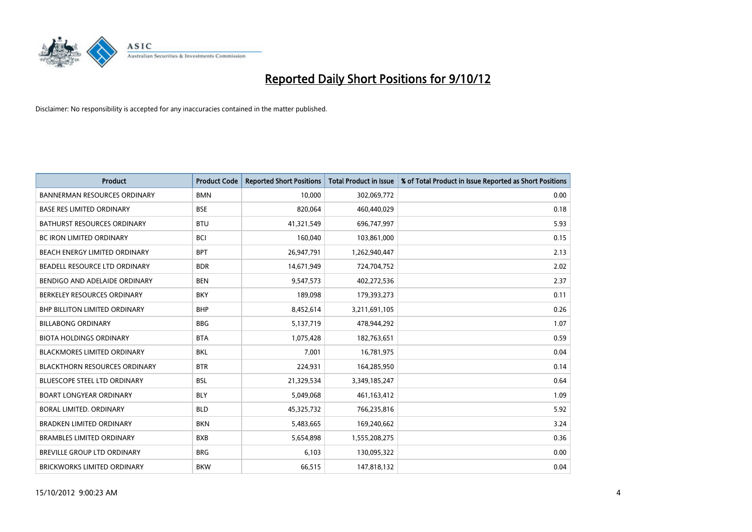# Reported Daily Short Positions for 9/10/12

Disclaimer: No responsibility is accepted for any inaccuracies contained in the matter published.

| Product | Product Code | Reported Short Positions | Total Product in Issue | % of Total Product in Issue Reported as Short Positions |
|---|---|---|---|---|
| BANNERMAN RESOURCES ORDINARY | BMN | 10,000 | 302,069,772 | 0.00 |
| BASE RES LIMITED ORDINARY | BSE | 820,064 | 460,440,029 | 0.18 |
| BATHURST RESOURCES ORDINARY | BTU | 41,321,549 | 696,747,997 | 5.93 |
| BC IRON LIMITED ORDINARY | BCI | 160,040 | 103,861,000 | 0.15 |
| BEACH ENERGY LIMITED ORDINARY | BPT | 26,947,791 | 1,262,940,447 | 2.13 |
| BEADELL RESOURCE LTD ORDINARY | BDR | 14,671,949 | 724,704,752 | 2.02 |
| BENDIGO AND ADELAIDE ORDINARY | BEN | 9,547,573 | 402,272,536 | 2.37 |
| BERKELEY RESOURCES ORDINARY | BKY | 189,098 | 179,393,273 | 0.11 |
| BHP BILLITON LIMITED ORDINARY | BHP | 8,452,614 | 3,211,691,105 | 0.26 |
| BILLABONG ORDINARY | BBG | 5,137,719 | 478,944,292 | 1.07 |
| BIOTA HOLDINGS ORDINARY | BTA | 1,075,428 | 182,763,651 | 0.59 |
| BLACKMORES LIMITED ORDINARY | BKL | 7,001 | 16,781,975 | 0.04 |
| BLACKTHORN RESOURCES ORDINARY | BTR | 224,931 | 164,285,950 | 0.14 |
| BLUESCOPE STEEL LTD ORDINARY | BSL | 21,329,534 | 3,349,185,247 | 0.64 |
| BOART LONGYEAR ORDINARY | BLY | 5,049,068 | 461,163,412 | 1.09 |
| BORAL LIMITED. ORDINARY | BLD | 45,325,732 | 766,235,816 | 5.92 |
| BRADKEN LIMITED ORDINARY | BKN | 5,483,665 | 169,240,662 | 3.24 |
| BRAMBLES LIMITED ORDINARY | BXB | 5,654,898 | 1,555,208,275 | 0.36 |
| BREVILLE GROUP LTD ORDINARY | BRG | 6,103 | 130,095,322 | 0.00 |
| BRICKWORKS LIMITED ORDINARY | BKW | 66,515 | 147,818,132 | 0.04 |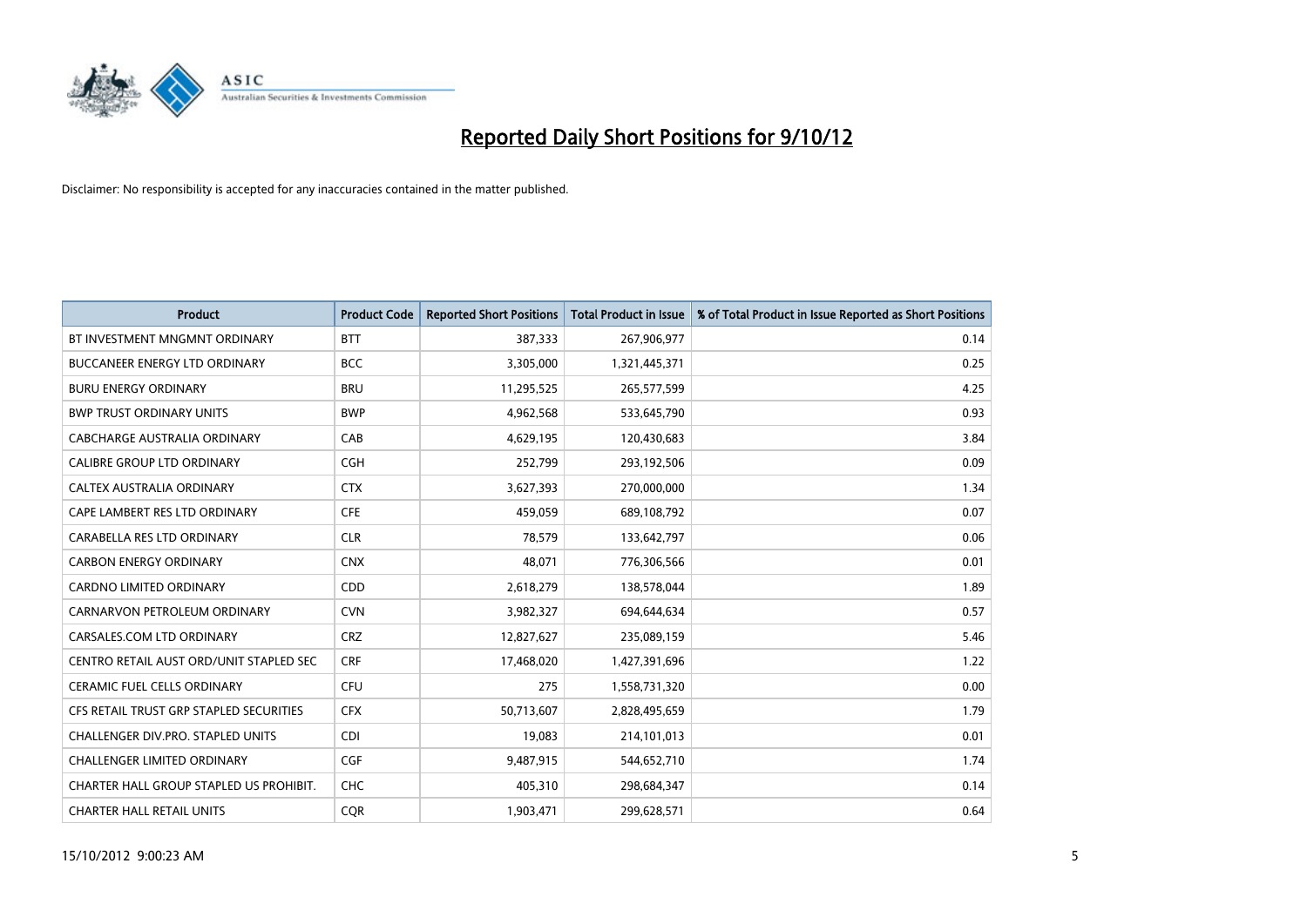# Reported Daily Short Positions for 9/10/12

Disclaimer: No responsibility is accepted for any inaccuracies contained in the matter published.

| Product | Product Code | Reported Short Positions | Total Product in Issue | % of Total Product in Issue Reported as Short Positions |
|---|---|---|---|---|
| BT INVESTMENT MNGMNT ORDINARY | BTT | 387,333 | 267,906,977 | 0.14 |
| BUCCANEER ENERGY LTD ORDINARY | BCC | 3,305,000 | 1,321,445,371 | 0.25 |
| BURU ENERGY ORDINARY | BRU | 11,295,525 | 265,577,599 | 4.25 |
| BWP TRUST ORDINARY UNITS | BWP | 4,962,568 | 533,645,790 | 0.93 |
| CABCHARGE AUSTRALIA ORDINARY | CAB | 4,629,195 | 120,430,683 | 3.84 |
| CALIBRE GROUP LTD ORDINARY | CGH | 252,799 | 293,192,506 | 0.09 |
| CALTEX AUSTRALIA ORDINARY | CTX | 3,627,393 | 270,000,000 | 1.34 |
| CAPE LAMBERT RES LTD ORDINARY | CFE | 459,059 | 689,108,792 | 0.07 |
| CARABELLA RES LTD ORDINARY | CLR | 78,579 | 133,642,797 | 0.06 |
| CARBON ENERGY ORDINARY | CNX | 48,071 | 776,306,566 | 0.01 |
| CARDNO LIMITED ORDINARY | CDD | 2,618,279 | 138,578,044 | 1.89 |
| CARNARVON PETROLEUM ORDINARY | CVN | 3,982,327 | 694,644,634 | 0.57 |
| CARSALES.COM LTD ORDINARY | CRZ | 12,827,627 | 235,089,159 | 5.46 |
| CENTRO RETAIL AUST ORD/UNIT STAPLED SEC | CRF | 17,468,020 | 1,427,391,696 | 1.22 |
| CERAMIC FUEL CELLS ORDINARY | CFU | 275 | 1,558,731,320 | 0.00 |
| CFS RETAIL TRUST GRP STAPLED SECURITIES | CFX | 50,713,607 | 2,828,495,659 | 1.79 |
| CHALLENGER DIV.PRO. STAPLED UNITS | CDI | 19,083 | 214,101,013 | 0.01 |
| CHALLENGER LIMITED ORDINARY | CGF | 9,487,915 | 544,652,710 | 1.74 |
| CHARTER HALL GROUP STAPLED US PROHIBIT. | CHC | 405,310 | 298,684,347 | 0.14 |
| CHARTER HALL RETAIL UNITS | CQR | 1,903,471 | 299,628,571 | 0.64 |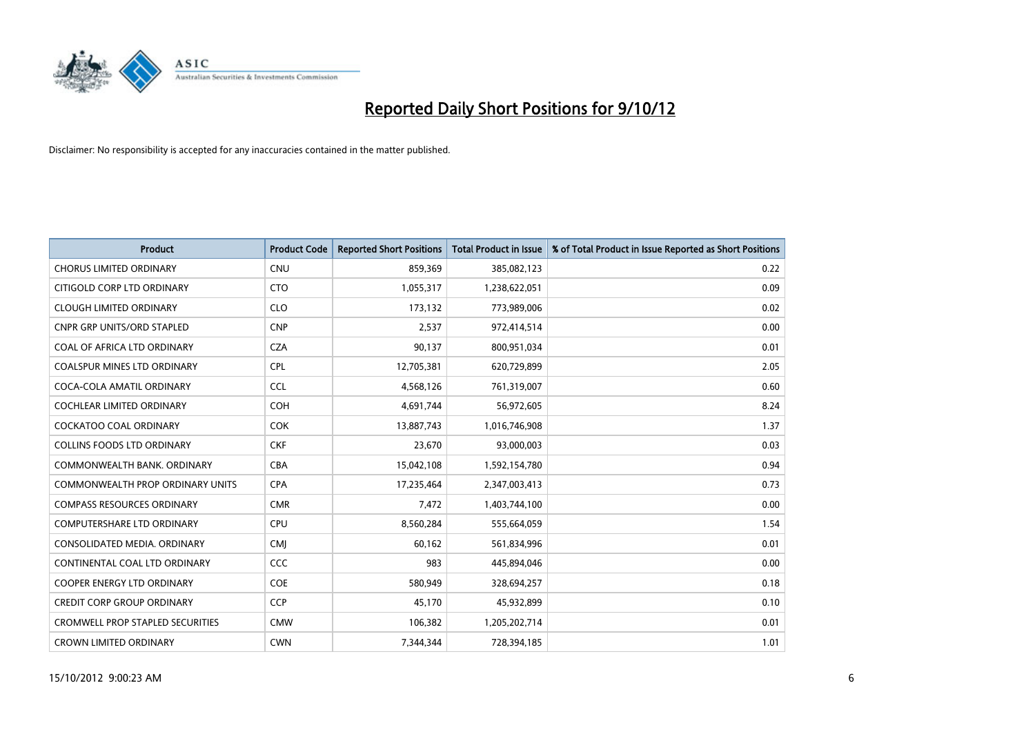# Reported Daily Short Positions for 9/10/12

Disclaimer: No responsibility is accepted for any inaccuracies contained in the matter published.

| Product | Product Code | Reported Short Positions | Total Product in Issue | % of Total Product in Issue Reported as Short Positions |
|---|---|---|---|---|
| CHORUS LIMITED ORDINARY | CNU | 859,369 | 385,082,123 | 0.22 |
| CITIGOLD CORP LTD ORDINARY | CTO | 1,055,317 | 1,238,622,051 | 0.09 |
| CLOUGH LIMITED ORDINARY | CLO | 173,132 | 773,989,006 | 0.02 |
| CNPR GRP UNITS/ORD STAPLED | CNP | 2,537 | 972,414,514 | 0.00 |
| COAL OF AFRICA LTD ORDINARY | CZA | 90,137 | 800,951,034 | 0.01 |
| COALSPUR MINES LTD ORDINARY | CPL | 12,705,381 | 620,729,899 | 2.05 |
| COCA-COLA AMATIL ORDINARY | CCL | 4,568,126 | 761,319,007 | 0.60 |
| COCHLEAR LIMITED ORDINARY | COH | 4,691,744 | 56,972,605 | 8.24 |
| COCKATOO COAL ORDINARY | COK | 13,887,743 | 1,016,746,908 | 1.37 |
| COLLINS FOODS LTD ORDINARY | CKF | 23,670 | 93,000,003 | 0.03 |
| COMMONWEALTH BANK. ORDINARY | CBA | 15,042,108 | 1,592,154,780 | 0.94 |
| COMMONWEALTH PROP ORDINARY UNITS | CPA | 17,235,464 | 2,347,003,413 | 0.73 |
| COMPASS RESOURCES ORDINARY | CMR | 7,472 | 1,403,744,100 | 0.00 |
| COMPUTERSHARE LTD ORDINARY | CPU | 8,560,284 | 555,664,059 | 1.54 |
| CONSOLIDATED MEDIA. ORDINARY | CMJ | 60,162 | 561,834,996 | 0.01 |
| CONTINENTAL COAL LTD ORDINARY | CCC | 983 | 445,894,046 | 0.00 |
| COOPER ENERGY LTD ORDINARY | COE | 580,949 | 328,694,257 | 0.18 |
| CREDIT CORP GROUP ORDINARY | CCP | 45,170 | 45,932,899 | 0.10 |
| CROMWELL PROP STAPLED SECURITIES | CMW | 106,382 | 1,205,202,714 | 0.01 |
| CROWN LIMITED ORDINARY | CWN | 7,344,344 | 728,394,185 | 1.01 |

15/10/2012 9:00:23 AM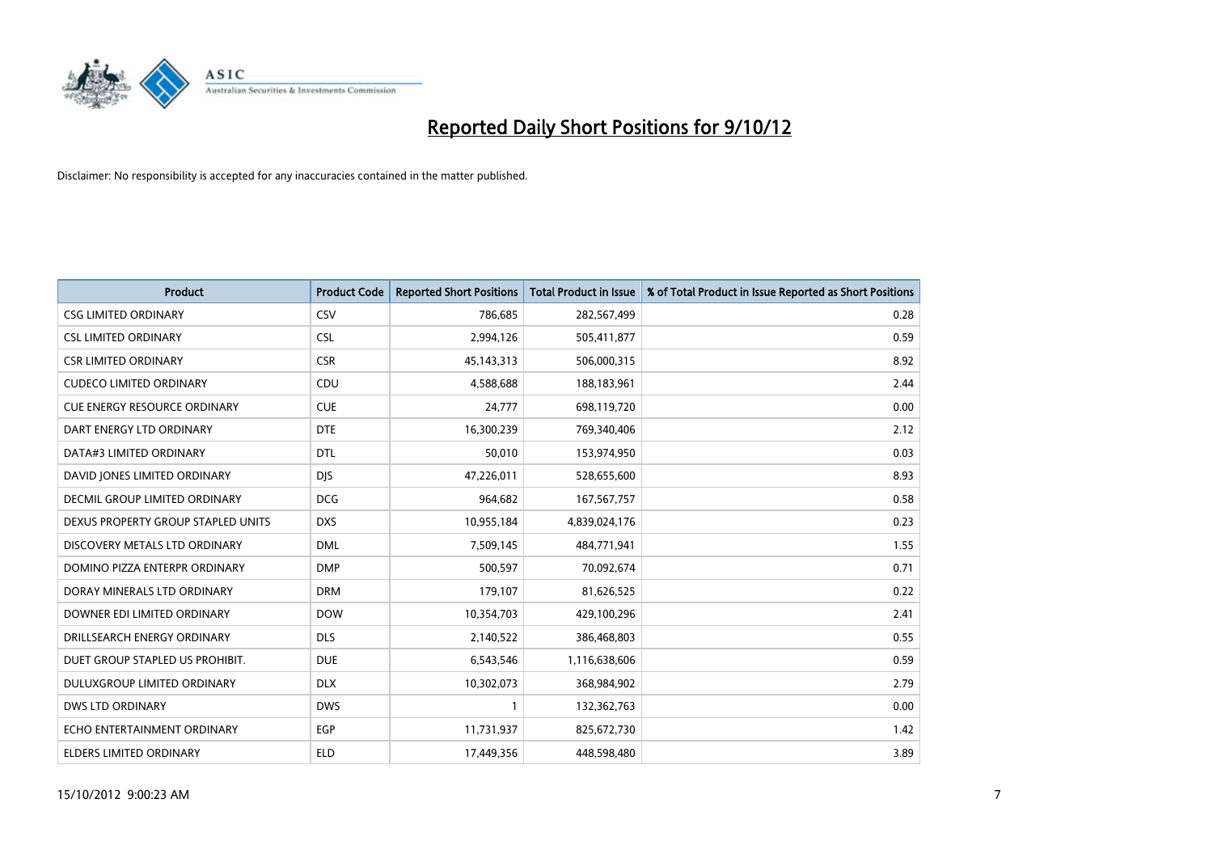# Reported Daily Short Positions for 9/10/12

Disclaimer: No responsibility is accepted for any inaccuracies contained in the matter published.

| Product | Product Code | Reported Short Positions | Total Product in Issue | % of Total Product in Issue Reported as Short Positions |
|---|---|---|---|---|
| CSG LIMITED ORDINARY | CSV | 786,685 | 282,567,499 | 0.28 |
| CSL LIMITED ORDINARY | CSL | 2,994,126 | 505,411,877 | 0.59 |
| CSR LIMITED ORDINARY | CSR | 45,143,313 | 506,000,315 | 8.92 |
| CUDECO LIMITED ORDINARY | CDU | 4,588,688 | 188,183,961 | 2.44 |
| CUE ENERGY RESOURCE ORDINARY | CUE | 24,777 | 698,119,720 | 0.00 |
| DART ENERGY LTD ORDINARY | DTE | 16,300,239 | 769,340,406 | 2.12 |
| DATA#3 LIMITED ORDINARY | DTL | 50,010 | 153,974,950 | 0.03 |
| DAVID JONES LIMITED ORDINARY | DJS | 47,226,011 | 528,655,600 | 8.93 |
| DECMIL GROUP LIMITED ORDINARY | DCG | 964,682 | 167,567,757 | 0.58 |
| DEXUS PROPERTY GROUP STAPLED UNITS | DXS | 10,955,184 | 4,839,024,176 | 0.23 |
| DISCOVERY METALS LTD ORDINARY | DML | 7,509,145 | 484,771,941 | 1.55 |
| DOMINO PIZZA ENTERPR ORDINARY | DMP | 500,597 | 70,092,674 | 0.71 |
| DORAY MINERALS LTD ORDINARY | DRM | 179,107 | 81,626,525 | 0.22 |
| DOWNER EDI LIMITED ORDINARY | DOW | 10,354,703 | 429,100,296 | 2.41 |
| DRILLSEARCH ENERGY ORDINARY | DLS | 2,140,522 | 386,468,803 | 0.55 |
| DUET GROUP STAPLED US PROHIBIT. | DUE | 6,543,546 | 1,116,638,606 | 0.59 |
| DULUXGROUP LIMITED ORDINARY | DLX | 10,302,073 | 368,984,902 | 2.79 |
| DWS LTD ORDINARY | DWS | 1 | 132,362,763 | 0.00 |
| ECHO ENTERTAINMENT ORDINARY | EGP | 11,731,937 | 825,672,730 | 1.42 |
| ELDERS LIMITED ORDINARY | ELD | 17,449,356 | 448,598,480 | 3.89 |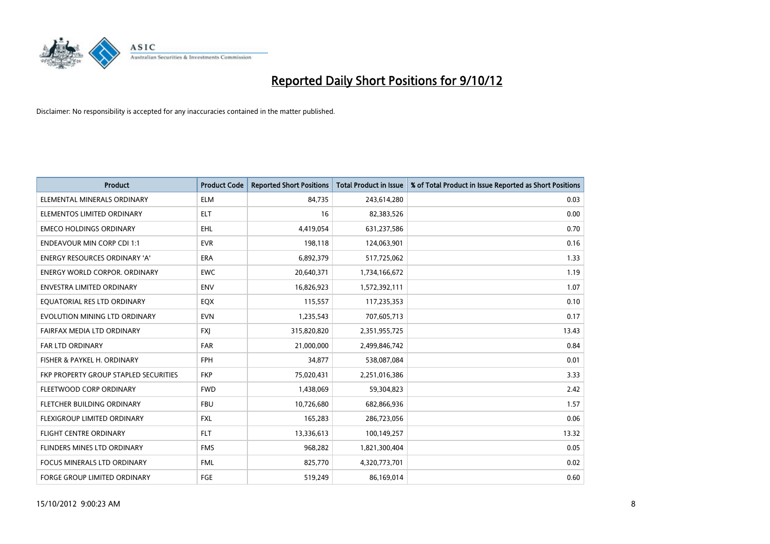# Reported Daily Short Positions for 9/10/12

Disclaimer: No responsibility is accepted for any inaccuracies contained in the matter published.

| Product | Product Code | Reported Short Positions | Total Product in Issue | % of Total Product in Issue Reported as Short Positions |
|---|---|---|---|---|
| ELEMENTAL MINERALS ORDINARY | ELM | 84,735 | 243,614,280 | 0.03 |
| ELEMENTOS LIMITED ORDINARY | ELT | 16 | 82,383,526 | 0.00 |
| EMECO HOLDINGS ORDINARY | EHL | 4,419,054 | 631,237,586 | 0.70 |
| ENDEAVOUR MIN CORP CDI 1:1 | EVR | 198,118 | 124,063,901 | 0.16 |
| ENERGY RESOURCES ORDINARY 'A' | ERA | 6,892,379 | 517,725,062 | 1.33 |
| ENERGY WORLD CORPOR. ORDINARY | EWC | 20,640,371 | 1,734,166,672 | 1.19 |
| ENVESTRA LIMITED ORDINARY | ENV | 16,826,923 | 1,572,392,111 | 1.07 |
| EQUATORIAL RES LTD ORDINARY | EQX | 115,557 | 117,235,353 | 0.10 |
| EVOLUTION MINING LTD ORDINARY | EVN | 1,235,543 | 707,605,713 | 0.17 |
| FAIRFAX MEDIA LTD ORDINARY | FXJ | 315,820,820 | 2,351,955,725 | 13.43 |
| FAR LTD ORDINARY | FAR | 21,000,000 | 2,499,846,742 | 0.84 |
| FISHER & PAYKEL H. ORDINARY | FPH | 34,877 | 538,087,084 | 0.01 |
| FKP PROPERTY GROUP STAPLED SECURITIES | FKP | 75,020,431 | 2,251,016,386 | 3.33 |
| FLEETWOOD CORP ORDINARY | FWD | 1,438,069 | 59,304,823 | 2.42 |
| FLETCHER BUILDING ORDINARY | FBU | 10,726,680 | 682,866,936 | 1.57 |
| FLEXIGROUP LIMITED ORDINARY | FXL | 165,283 | 286,723,056 | 0.06 |
| FLIGHT CENTRE ORDINARY | FLT | 13,336,613 | 100,149,257 | 13.32 |
| FLINDERS MINES LTD ORDINARY | FMS | 968,282 | 1,821,300,404 | 0.05 |
| FOCUS MINERALS LTD ORDINARY | FML | 825,770 | 4,320,773,701 | 0.02 |
| FORGE GROUP LIMITED ORDINARY | FGE | 519,249 | 86,169,014 | 0.60 |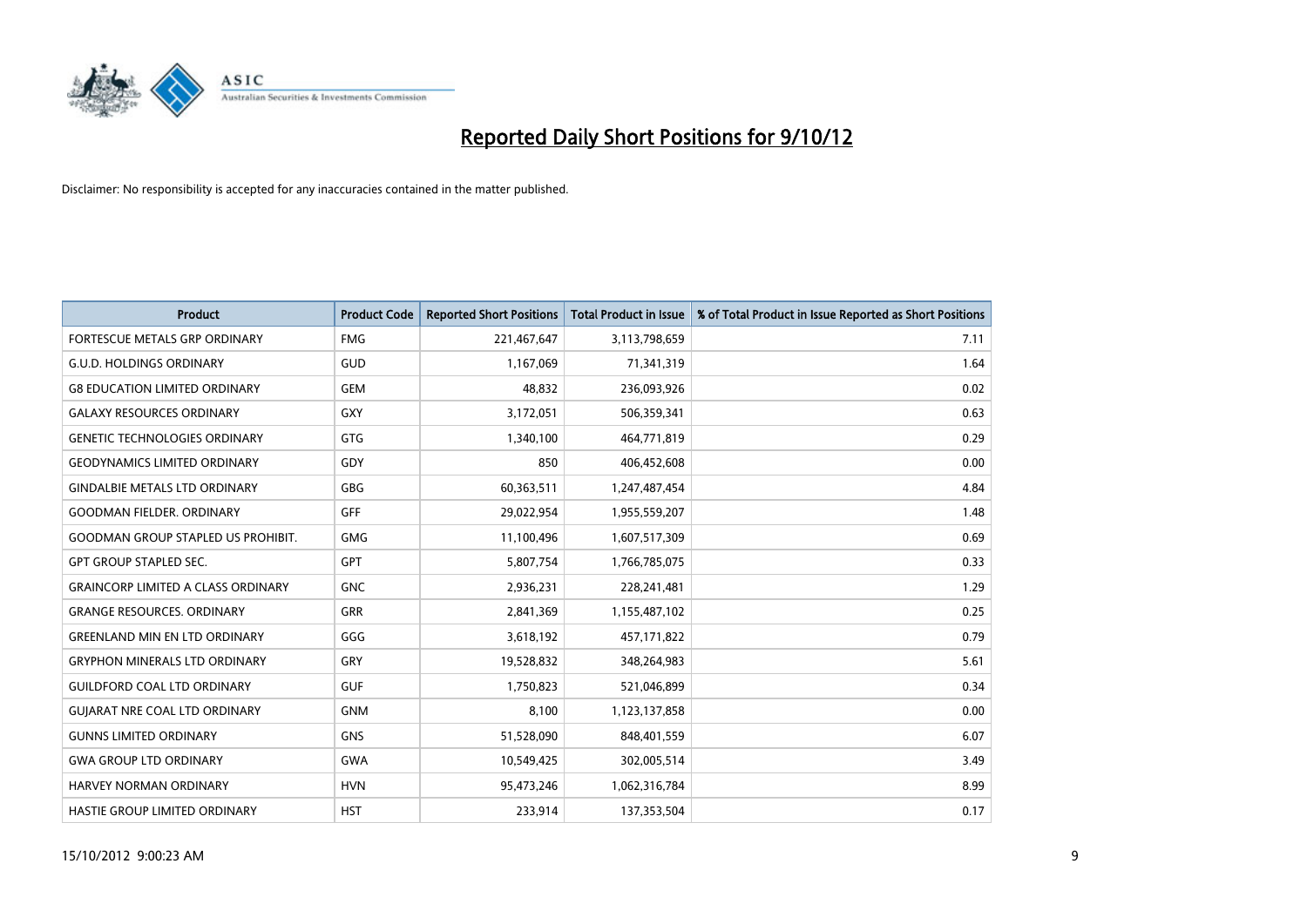# Reported Daily Short Positions for 9/10/12

Disclaimer: No responsibility is accepted for any inaccuracies contained in the matter published.

| Product | Product Code | Reported Short Positions | Total Product in Issue | % of Total Product in Issue Reported as Short Positions |
|---|---|---|---|---|
| FORTESCUE METALS GRP ORDINARY | FMG | 221,467,647 | 3,113,798,659 | 7.11 |
| G.U.D. HOLDINGS ORDINARY | GUD | 1,167,069 | 71,341,319 | 1.64 |
| G8 EDUCATION LIMITED ORDINARY | GEM | 48,832 | 236,093,926 | 0.02 |
| GALAXY RESOURCES ORDINARY | GXY | 3,172,051 | 506,359,341 | 0.63 |
| GENETIC TECHNOLOGIES ORDINARY | GTG | 1,340,100 | 464,771,819 | 0.29 |
| GEODYNAMICS LIMITED ORDINARY | GDY | 850 | 406,452,608 | 0.00 |
| GINDALBIE METALS LTD ORDINARY | GBG | 60,363,511 | 1,247,487,454 | 4.84 |
| GOODMAN FIELDER. ORDINARY | GFF | 29,022,954 | 1,955,559,207 | 1.48 |
| GOODMAN GROUP STAPLED US PROHIBIT. | GMG | 11,100,496 | 1,607,517,309 | 0.69 |
| GPT GROUP STAPLED SEC. | GPT | 5,807,754 | 1,766,785,075 | 0.33 |
| GRAINCORP LIMITED A CLASS ORDINARY | GNC | 2,936,231 | 228,241,481 | 1.29 |
| GRANGE RESOURCES. ORDINARY | GRR | 2,841,369 | 1,155,487,102 | 0.25 |
| GREENLAND MIN EN LTD ORDINARY | GGG | 3,618,192 | 457,171,822 | 0.79 |
| GRYPHON MINERALS LTD ORDINARY | GRY | 19,528,832 | 348,264,983 | 5.61 |
| GUILDFORD COAL LTD ORDINARY | GUF | 1,750,823 | 521,046,899 | 0.34 |
| GUJARAT NRE COAL LTD ORDINARY | GNM | 8,100 | 1,123,137,858 | 0.00 |
| GUNNS LIMITED ORDINARY | GNS | 51,528,090 | 848,401,559 | 6.07 |
| GWA GROUP LTD ORDINARY | GWA | 10,549,425 | 302,005,514 | 3.49 |
| HARVEY NORMAN ORDINARY | HVN | 95,473,246 | 1,062,316,784 | 8.99 |
| HASTIE GROUP LIMITED ORDINARY | HST | 233,914 | 137,353,504 | 0.17 |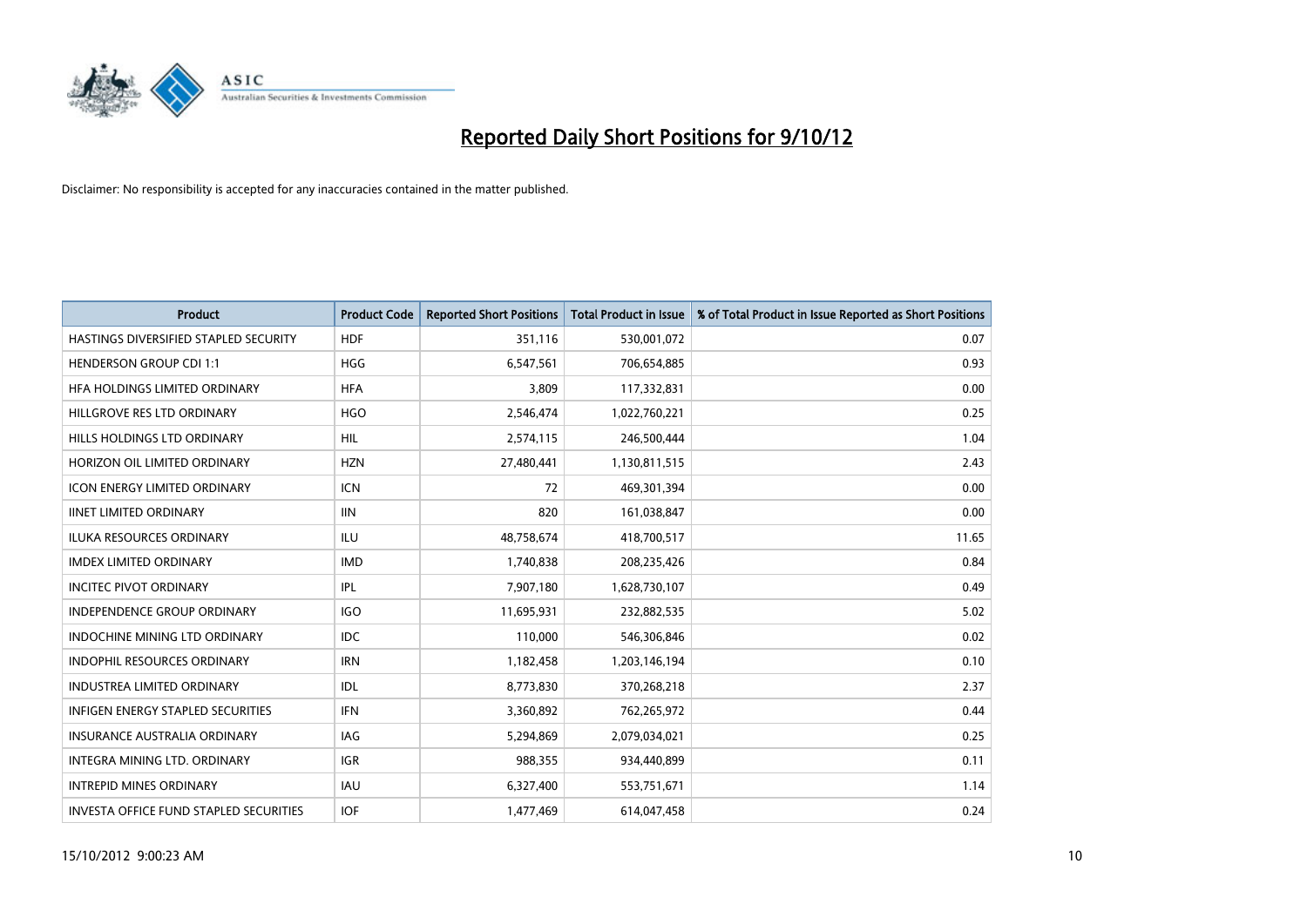# Reported Daily Short Positions for 9/10/12

Disclaimer: No responsibility is accepted for any inaccuracies contained in the matter published.

| Product | Product Code | Reported Short Positions | Total Product in Issue | % of Total Product in Issue Reported as Short Positions |
|---|---|---|---|---|
| HASTINGS DIVERSIFIED STAPLED SECURITY | HDF | 351,116 | 530,001,072 | 0.07 |
| HENDERSON GROUP CDI 1:1 | HGG | 6,547,561 | 706,654,885 | 0.93 |
| HFA HOLDINGS LIMITED ORDINARY | HFA | 3,809 | 117,332,831 | 0.00 |
| HILLGROVE RES LTD ORDINARY | HGO | 2,546,474 | 1,022,760,221 | 0.25 |
| HILLS HOLDINGS LTD ORDINARY | HIL | 2,574,115 | 246,500,444 | 1.04 |
| HORIZON OIL LIMITED ORDINARY | HZN | 27,480,441 | 1,130,811,515 | 2.43 |
| ICON ENERGY LIMITED ORDINARY | ICN | 72 | 469,301,394 | 0.00 |
| IINET LIMITED ORDINARY | IIN | 820 | 161,038,847 | 0.00 |
| ILUKA RESOURCES ORDINARY | ILU | 48,758,674 | 418,700,517 | 11.65 |
| IMDEX LIMITED ORDINARY | IMD | 1,740,838 | 208,235,426 | 0.84 |
| INCITEC PIVOT ORDINARY | IPL | 7,907,180 | 1,628,730,107 | 0.49 |
| INDEPENDENCE GROUP ORDINARY | IGO | 11,695,931 | 232,882,535 | 5.02 |
| INDOCHINE MINING LTD ORDINARY | IDC | 110,000 | 546,306,846 | 0.02 |
| INDOPHIL RESOURCES ORDINARY | IRN | 1,182,458 | 1,203,146,194 | 0.10 |
| INDUSTREA LIMITED ORDINARY | IDL | 8,773,830 | 370,268,218 | 2.37 |
| INFIGEN ENERGY STAPLED SECURITIES | IFN | 3,360,892 | 762,265,972 | 0.44 |
| INSURANCE AUSTRALIA ORDINARY | IAG | 5,294,869 | 2,079,034,021 | 0.25 |
| INTEGRA MINING LTD. ORDINARY | IGR | 988,355 | 934,440,899 | 0.11 |
| INTREPID MINES ORDINARY | IAU | 6,327,400 | 553,751,671 | 1.14 |
| INVESTA OFFICE FUND STAPLED SECURITIES | IOF | 1,477,469 | 614,047,458 | 0.24 |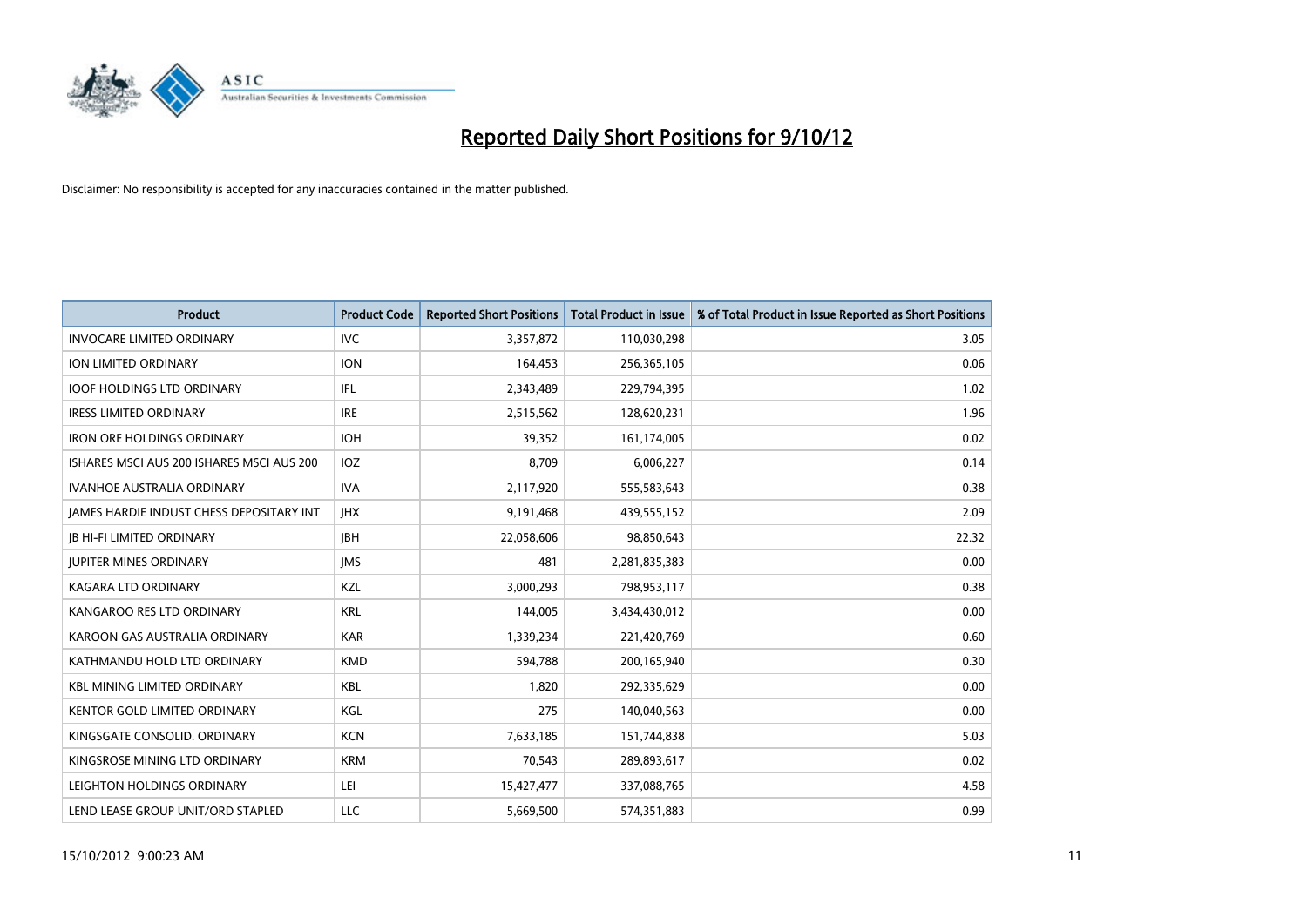# Reported Daily Short Positions for 9/10/12

Disclaimer: No responsibility is accepted for any inaccuracies contained in the matter published.

| Product | Product Code | Reported Short Positions | Total Product in Issue | % of Total Product in Issue Reported as Short Positions |
|---|---|---|---|---|
| INVOCARE LIMITED ORDINARY | IVC | 3,357,872 | 110,030,298 | 3.05 |
| ION LIMITED ORDINARY | ION | 164,453 | 256,365,105 | 0.06 |
| IOOF HOLDINGS LTD ORDINARY | IFL | 2,343,489 | 229,794,395 | 1.02 |
| IRESS LIMITED ORDINARY | IRE | 2,515,562 | 128,620,231 | 1.96 |
| IRON ORE HOLDINGS ORDINARY | IOH | 39,352 | 161,174,005 | 0.02 |
| ISHARES MSCI AUS 200 ISHARES MSCI AUS 200 | IOZ | 8,709 | 6,006,227 | 0.14 |
| IVANHOE AUSTRALIA ORDINARY | IVA | 2,117,920 | 555,583,643 | 0.38 |
| JAMES HARDIE INDUST CHESS DEPOSITARY INT | JHX | 9,191,468 | 439,555,152 | 2.09 |
| JB HI-FI LIMITED ORDINARY | JBH | 22,058,606 | 98,850,643 | 22.32 |
| JUPITER MINES ORDINARY | JMS | 481 | 2,281,835,383 | 0.00 |
| KAGARA LTD ORDINARY | KZL | 3,000,293 | 798,953,117 | 0.38 |
| KANGAROO RES LTD ORDINARY | KRL | 144,005 | 3,434,430,012 | 0.00 |
| KAROON GAS AUSTRALIA ORDINARY | KAR | 1,339,234 | 221,420,769 | 0.60 |
| KATHMANDU HOLD LTD ORDINARY | KMD | 594,788 | 200,165,940 | 0.30 |
| KBL MINING LIMITED ORDINARY | KBL | 1,820 | 292,335,629 | 0.00 |
| KENTOR GOLD LIMITED ORDINARY | KGL | 275 | 140,040,563 | 0.00 |
| KINGSGATE CONSOLID. ORDINARY | KCN | 7,633,185 | 151,744,838 | 5.03 |
| KINGSROSE MINING LTD ORDINARY | KRM | 70,543 | 289,893,617 | 0.02 |
| LEIGHTON HOLDINGS ORDINARY | LEI | 15,427,477 | 337,088,765 | 4.58 |
| LEND LEASE GROUP UNIT/ORD STAPLED | LLC | 5,669,500 | 574,351,883 | 0.99 |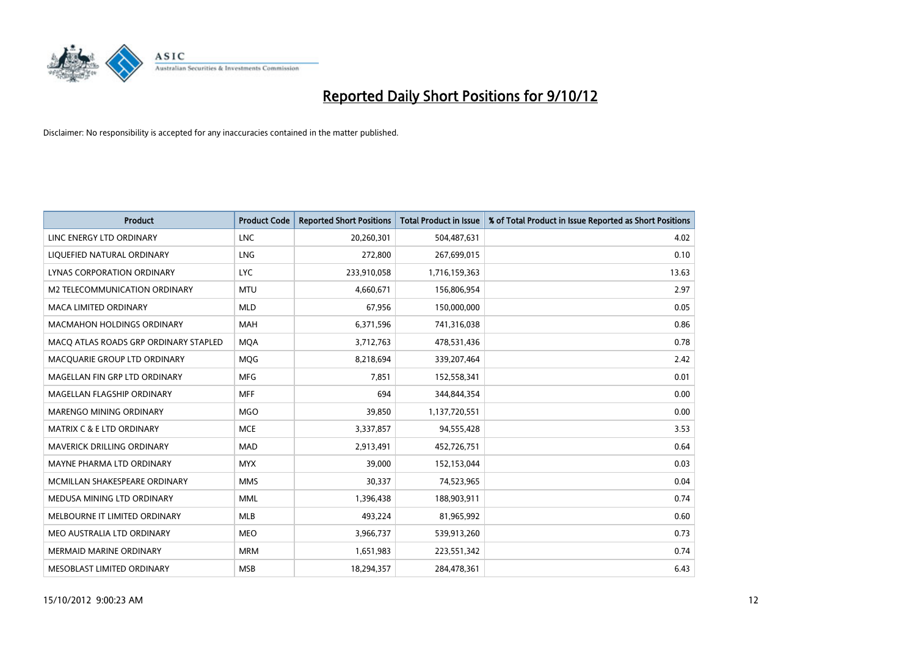# Reported Daily Short Positions for 9/10/12

Disclaimer: No responsibility is accepted for any inaccuracies contained in the matter published.

| Product | Product Code | Reported Short Positions | Total Product in Issue | % of Total Product in Issue Reported as Short Positions |
|---|---|---|---|---|
| LINC ENERGY LTD ORDINARY | LNC | 20,260,301 | 504,487,631 | 4.02 |
| LIQUEFIED NATURAL ORDINARY | LNG | 272,800 | 267,699,015 | 0.10 |
| LYNAS CORPORATION ORDINARY | LYC | 233,910,058 | 1,716,159,363 | 13.63 |
| M2 TELECOMMUNICATION ORDINARY | MTU | 4,660,671 | 156,806,954 | 2.97 |
| MACA LIMITED ORDINARY | MLD | 67,956 | 150,000,000 | 0.05 |
| MACMAHON HOLDINGS ORDINARY | MAH | 6,371,596 | 741,316,038 | 0.86 |
| MACQ ATLAS ROADS GRP ORDINARY STAPLED | MQA | 3,712,763 | 478,531,436 | 0.78 |
| MACQUARIE GROUP LTD ORDINARY | MQG | 8,218,694 | 339,207,464 | 2.42 |
| MAGELLAN FIN GRP LTD ORDINARY | MFG | 7,851 | 152,558,341 | 0.01 |
| MAGELLAN FLAGSHIP ORDINARY | MFF | 694 | 344,844,354 | 0.00 |
| MARENGO MINING ORDINARY | MGO | 39,850 | 1,137,720,551 | 0.00 |
| MATRIX C & E LTD ORDINARY | MCE | 3,337,857 | 94,555,428 | 3.53 |
| MAVERICK DRILLING ORDINARY | MAD | 2,913,491 | 452,726,751 | 0.64 |
| MAYNE PHARMA LTD ORDINARY | MYX | 39,000 | 152,153,044 | 0.03 |
| MCMILLAN SHAKESPEARE ORDINARY | MMS | 30,337 | 74,523,965 | 0.04 |
| MEDUSA MINING LTD ORDINARY | MML | 1,396,438 | 188,903,911 | 0.74 |
| MELBOURNE IT LIMITED ORDINARY | MLB | 493,224 | 81,965,992 | 0.60 |
| MEO AUSTRALIA LTD ORDINARY | MEO | 3,966,737 | 539,913,260 | 0.73 |
| MERMAID MARINE ORDINARY | MRM | 1,651,983 | 223,551,342 | 0.74 |
| MESOBLAST LIMITED ORDINARY | MSB | 18,294,357 | 284,478,361 | 6.43 |

15/10/2012 9:00:23 AM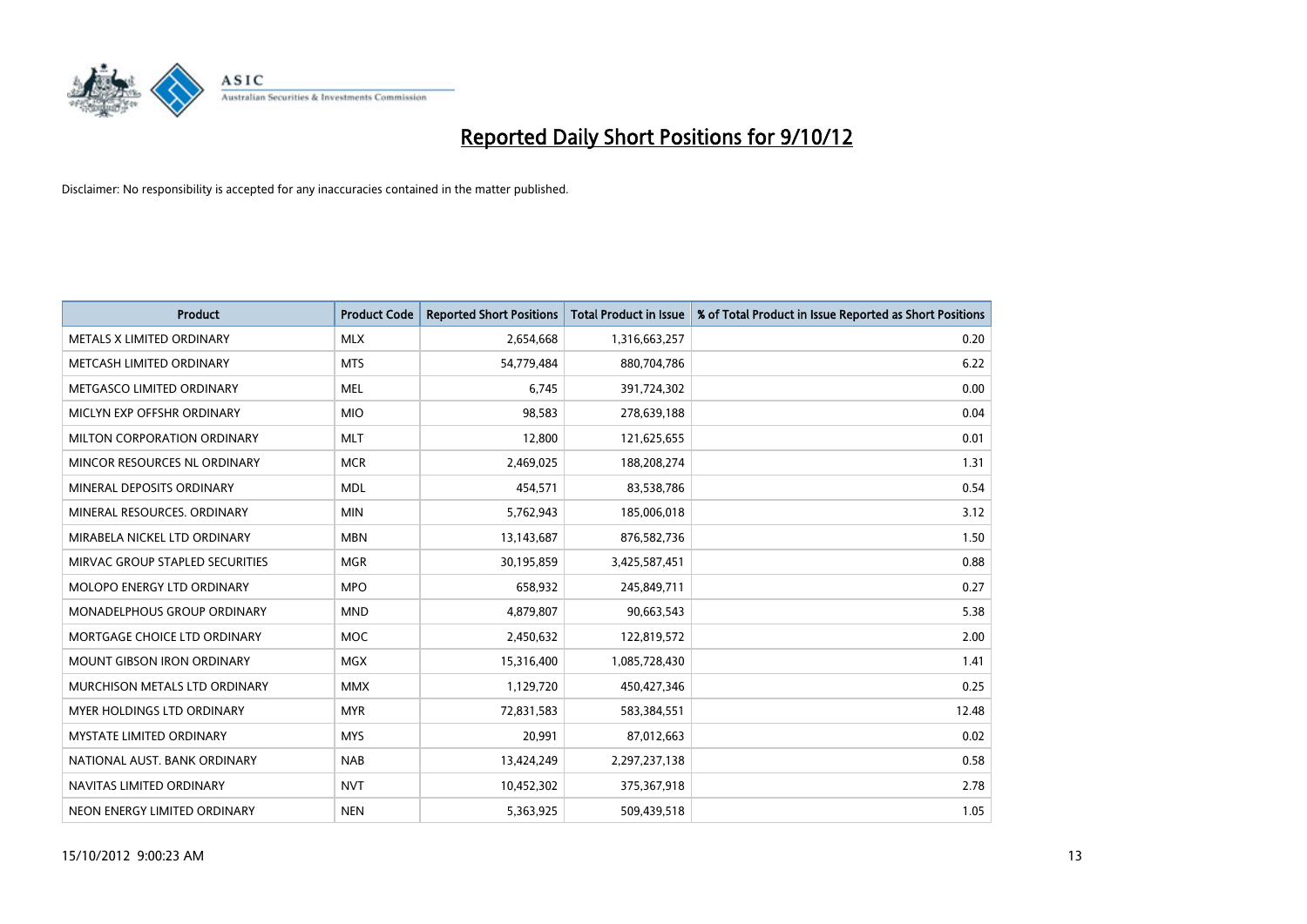# Reported Daily Short Positions for 9/10/12

Disclaimer: No responsibility is accepted for any inaccuracies contained in the matter published.

| Product | Product Code | Reported Short Positions | Total Product in Issue | % of Total Product in Issue Reported as Short Positions |
|---|---|---|---|---|
| METALS X LIMITED ORDINARY | MLX | 2,654,668 | 1,316,663,257 | 0.20 |
| METCASH LIMITED ORDINARY | MTS | 54,779,484 | 880,704,786 | 6.22 |
| METGASCO LIMITED ORDINARY | MEL | 6,745 | 391,724,302 | 0.00 |
| MICLYN EXP OFFSHR ORDINARY | MIO | 98,583 | 278,639,188 | 0.04 |
| MILTON CORPORATION ORDINARY | MLT | 12,800 | 121,625,655 | 0.01 |
| MINCOR RESOURCES NL ORDINARY | MCR | 2,469,025 | 188,208,274 | 1.31 |
| MINERAL DEPOSITS ORDINARY | MDL | 454,571 | 83,538,786 | 0.54 |
| MINERAL RESOURCES. ORDINARY | MIN | 5,762,943 | 185,006,018 | 3.12 |
| MIRABELA NICKEL LTD ORDINARY | MBN | 13,143,687 | 876,582,736 | 1.50 |
| MIRVAC GROUP STAPLED SECURITIES | MGR | 30,195,859 | 3,425,587,451 | 0.88 |
| MOLOPO ENERGY LTD ORDINARY | MPO | 658,932 | 245,849,711 | 0.27 |
| MONADELPHOUS GROUP ORDINARY | MND | 4,879,807 | 90,663,543 | 5.38 |
| MORTGAGE CHOICE LTD ORDINARY | MOC | 2,450,632 | 122,819,572 | 2.00 |
| MOUNT GIBSON IRON ORDINARY | MGX | 15,316,400 | 1,085,728,430 | 1.41 |
| MURCHISON METALS LTD ORDINARY | MMX | 1,129,720 | 450,427,346 | 0.25 |
| MYER HOLDINGS LTD ORDINARY | MYR | 72,831,583 | 583,384,551 | 12.48 |
| MYSTATE LIMITED ORDINARY | MYS | 20,991 | 87,012,663 | 0.02 |
| NATIONAL AUST. BANK ORDINARY | NAB | 13,424,249 | 2,297,237,138 | 0.58 |
| NAVITAS LIMITED ORDINARY | NVT | 10,452,302 | 375,367,918 | 2.78 |
| NEON ENERGY LIMITED ORDINARY | NEN | 5,363,925 | 509,439,518 | 1.05 |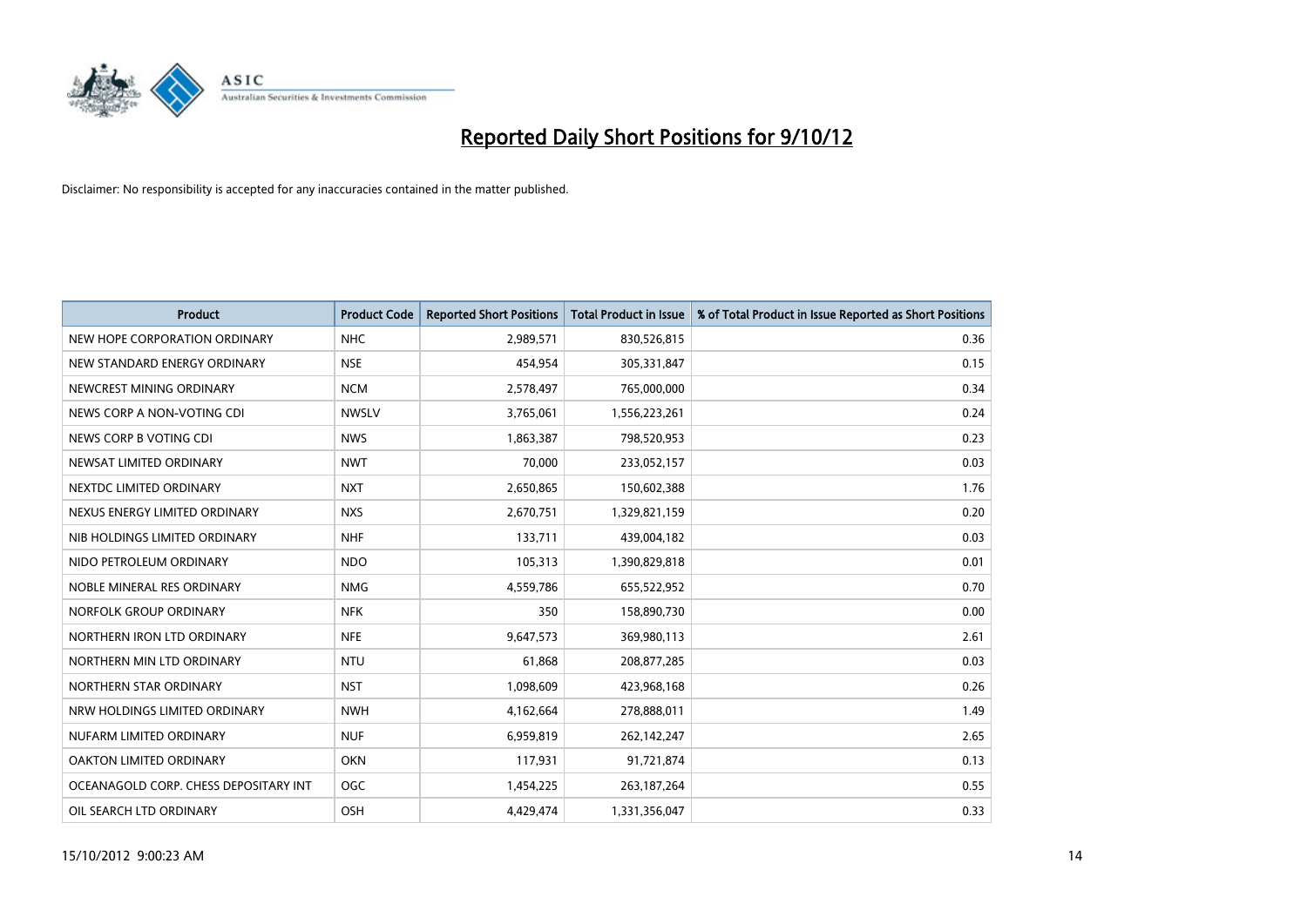# Reported Daily Short Positions for 9/10/12

Disclaimer: No responsibility is accepted for any inaccuracies contained in the matter published.

| Product | Product Code | Reported Short Positions | Total Product in Issue | % of Total Product in Issue Reported as Short Positions |
|---|---|---|---|---|
| NEW HOPE CORPORATION ORDINARY | NHC | 2,989,571 | 830,526,815 | 0.36 |
| NEW STANDARD ENERGY ORDINARY | NSE | 454,954 | 305,331,847 | 0.15 |
| NEWCREST MINING ORDINARY | NCM | 2,578,497 | 765,000,000 | 0.34 |
| NEWS CORP A NON-VOTING CDI | NWSLV | 3,765,061 | 1,556,223,261 | 0.24 |
| NEWS CORP B VOTING CDI | NWS | 1,863,387 | 798,520,953 | 0.23 |
| NEWSAT LIMITED ORDINARY | NWT | 70,000 | 233,052,157 | 0.03 |
| NEXTDC LIMITED ORDINARY | NXT | 2,650,865 | 150,602,388 | 1.76 |
| NEXUS ENERGY LIMITED ORDINARY | NXS | 2,670,751 | 1,329,821,159 | 0.20 |
| NIB HOLDINGS LIMITED ORDINARY | NHF | 133,711 | 439,004,182 | 0.03 |
| NIDO PETROLEUM ORDINARY | NDO | 105,313 | 1,390,829,818 | 0.01 |
| NOBLE MINERAL RES ORDINARY | NMG | 4,559,786 | 655,522,952 | 0.70 |
| NORFOLK GROUP ORDINARY | NFK | 350 | 158,890,730 | 0.00 |
| NORTHERN IRON LTD ORDINARY | NFE | 9,647,573 | 369,980,113 | 2.61 |
| NORTHERN MIN LTD ORDINARY | NTU | 61,868 | 208,877,285 | 0.03 |
| NORTHERN STAR ORDINARY | NST | 1,098,609 | 423,968,168 | 0.26 |
| NRW HOLDINGS LIMITED ORDINARY | NWH | 4,162,664 | 278,888,011 | 1.49 |
| NUFARM LIMITED ORDINARY | NUF | 6,959,819 | 262,142,247 | 2.65 |
| OAKTON LIMITED ORDINARY | OKN | 117,931 | 91,721,874 | 0.13 |
| OCEANAGOLD CORP. CHESS DEPOSITARY INT | OGC | 1,454,225 | 263,187,264 | 0.55 |
| OIL SEARCH LTD ORDINARY | OSH | 4,429,474 | 1,331,356,047 | 0.33 |

15/10/2012 9:00:23 AM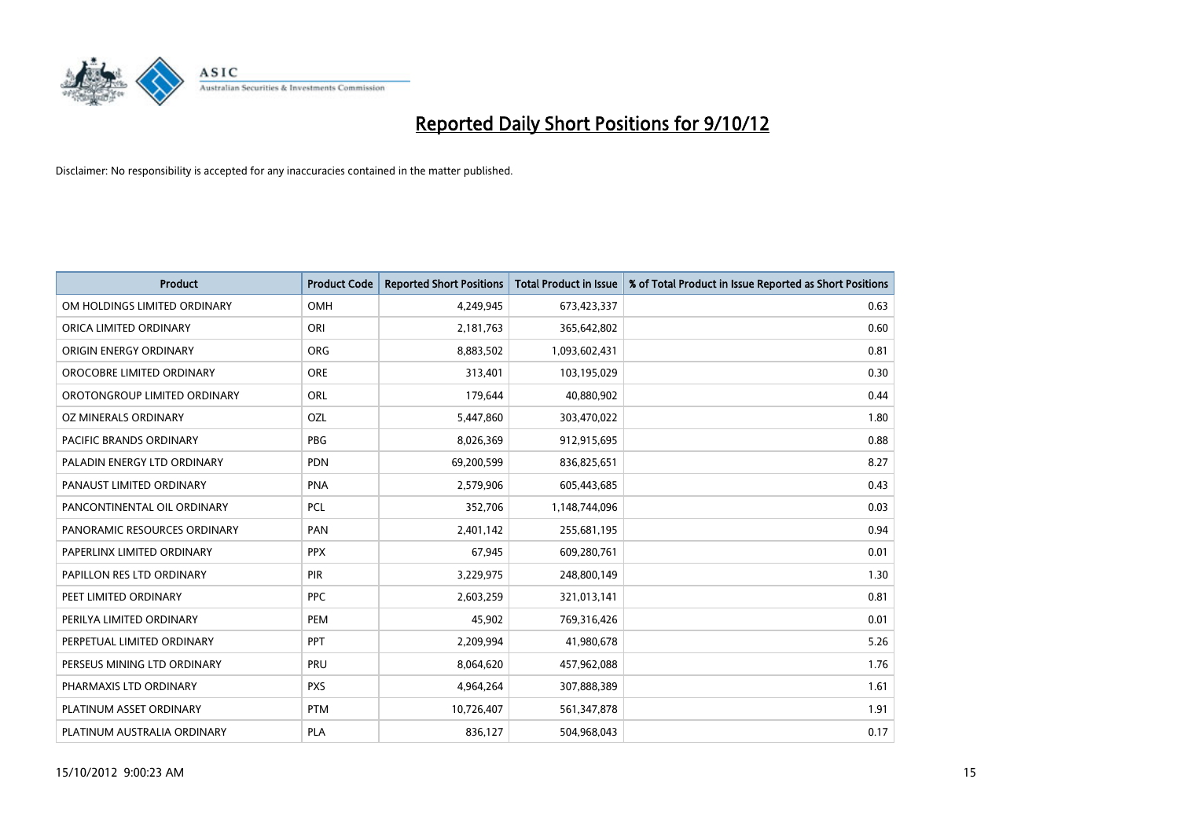# Reported Daily Short Positions for 9/10/12

Disclaimer: No responsibility is accepted for any inaccuracies contained in the matter published.

| Product | Product Code | Reported Short Positions | Total Product in Issue | % of Total Product in Issue Reported as Short Positions |
| --- | --- | --- | --- | --- |
| OM HOLDINGS LIMITED ORDINARY | OMH | 4,249,945 | 673,423,337 | 0.63 |
| ORICA LIMITED ORDINARY | ORI | 2,181,763 | 365,642,802 | 0.60 |
| ORIGIN ENERGY ORDINARY | ORG | 8,883,502 | 1,093,602,431 | 0.81 |
| OROCOBRE LIMITED ORDINARY | ORE | 313,401 | 103,195,029 | 0.30 |
| OROTONGROUP LIMITED ORDINARY | ORL | 179,644 | 40,880,902 | 0.44 |
| OZ MINERALS ORDINARY | OZL | 5,447,860 | 303,470,022 | 1.80 |
| PACIFIC BRANDS ORDINARY | PBG | 8,026,369 | 912,915,695 | 0.88 |
| PALADIN ENERGY LTD ORDINARY | PDN | 69,200,599 | 836,825,651 | 8.27 |
| PANAUST LIMITED ORDINARY | PNA | 2,579,906 | 605,443,685 | 0.43 |
| PANCONTINENTAL OIL ORDINARY | PCL | 352,706 | 1,148,744,096 | 0.03 |
| PANORAMIC RESOURCES ORDINARY | PAN | 2,401,142 | 255,681,195 | 0.94 |
| PAPERLINX LIMITED ORDINARY | PPX | 67,945 | 609,280,761 | 0.01 |
| PAPILLON RES LTD ORDINARY | PIR | 3,229,975 | 248,800,149 | 1.30 |
| PEET LIMITED ORDINARY | PPC | 2,603,259 | 321,013,141 | 0.81 |
| PERILYA LIMITED ORDINARY | PEM | 45,902 | 769,316,426 | 0.01 |
| PERPETUAL LIMITED ORDINARY | PPT | 2,209,994 | 41,980,678 | 5.26 |
| PERSEUS MINING LTD ORDINARY | PRU | 8,064,620 | 457,962,088 | 1.76 |
| PHARMAXIS LTD ORDINARY | PXS | 4,964,264 | 307,888,389 | 1.61 |
| PLATINUM ASSET ORDINARY | PTM | 10,726,407 | 561,347,878 | 1.91 |
| PLATINUM AUSTRALIA ORDINARY | PLA | 836,127 | 504,968,043 | 0.17 |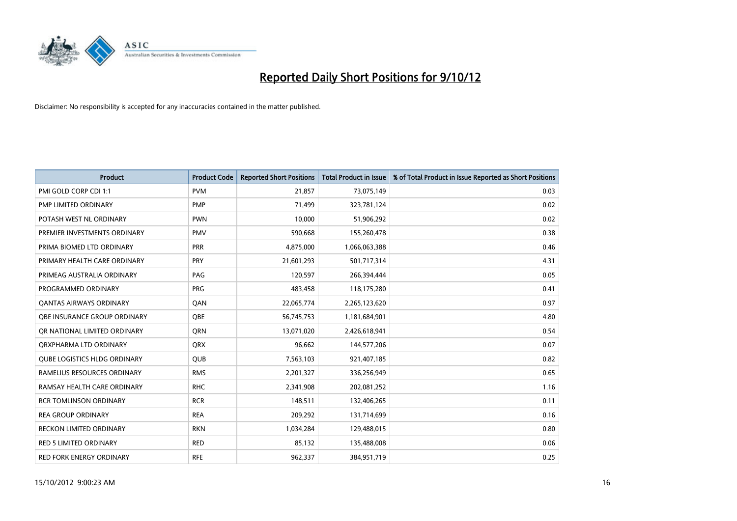# Reported Daily Short Positions for 9/10/12

Disclaimer: No responsibility is accepted for any inaccuracies contained in the matter published.

| Product | Product Code | Reported Short Positions | Total Product in Issue | % of Total Product in Issue Reported as Short Positions |
|---|---|---|---|---|
| PMI GOLD CORP CDI 1:1 | PVM | 21,857 | 73,075,149 | 0.03 |
| PMP LIMITED ORDINARY | PMP | 71,499 | 323,781,124 | 0.02 |
| POTASH WEST NL ORDINARY | PWN | 10,000 | 51,906,292 | 0.02 |
| PREMIER INVESTMENTS ORDINARY | PMV | 590,668 | 155,260,478 | 0.38 |
| PRIMA BIOMED LTD ORDINARY | PRR | 4,875,000 | 1,066,063,388 | 0.46 |
| PRIMARY HEALTH CARE ORDINARY | PRY | 21,601,293 | 501,717,314 | 4.31 |
| PRIMEAG AUSTRALIA ORDINARY | PAG | 120,597 | 266,394,444 | 0.05 |
| PROGRAMMED ORDINARY | PRG | 483,458 | 118,175,280 | 0.41 |
| QANTAS AIRWAYS ORDINARY | QAN | 22,065,774 | 2,265,123,620 | 0.97 |
| QBE INSURANCE GROUP ORDINARY | QBE | 56,745,753 | 1,181,684,901 | 4.80 |
| QR NATIONAL LIMITED ORDINARY | QRN | 13,071,020 | 2,426,618,941 | 0.54 |
| QRXPHARMA LTD ORDINARY | QRX | 96,662 | 144,577,206 | 0.07 |
| QUBE LOGISTICS HLDG ORDINARY | QUB | 7,563,103 | 921,407,185 | 0.82 |
| RAMELIUS RESOURCES ORDINARY | RMS | 2,201,327 | 336,256,949 | 0.65 |
| RAMSAY HEALTH CARE ORDINARY | RHC | 2,341,908 | 202,081,252 | 1.16 |
| RCR TOMLINSON ORDINARY | RCR | 148,511 | 132,406,265 | 0.11 |
| REA GROUP ORDINARY | REA | 209,292 | 131,714,699 | 0.16 |
| RECKON LIMITED ORDINARY | RKN | 1,034,284 | 129,488,015 | 0.80 |
| RED 5 LIMITED ORDINARY | RED | 85,132 | 135,488,008 | 0.06 |
| RED FORK ENERGY ORDINARY | RFE | 962,337 | 384,951,719 | 0.25 |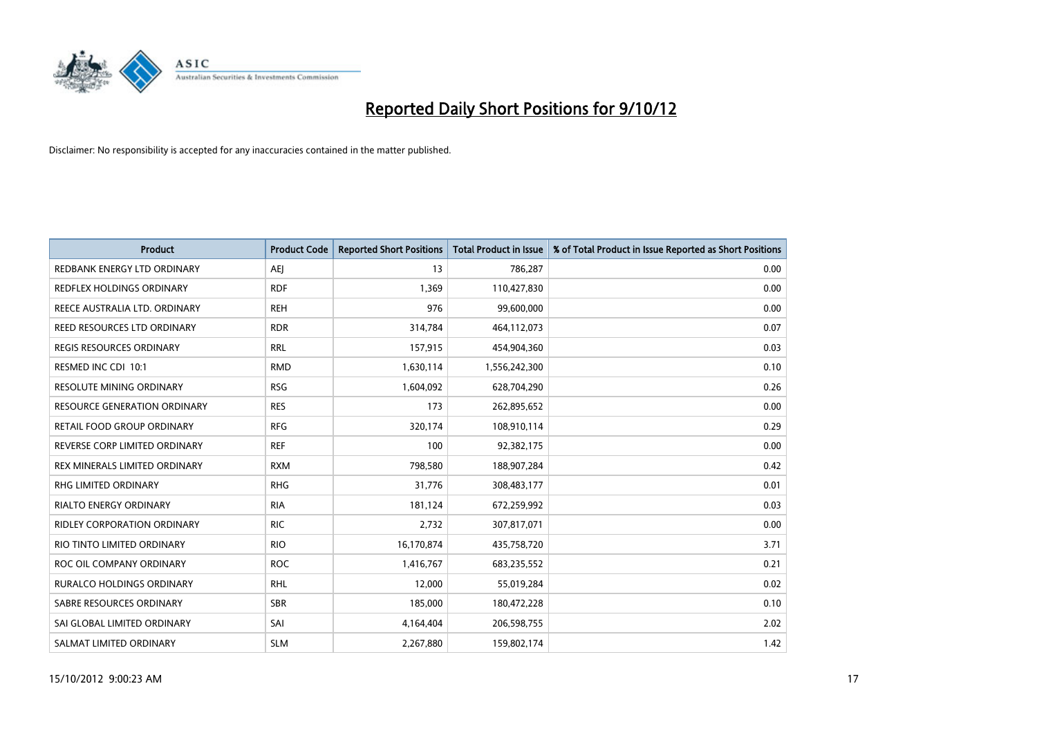# Reported Daily Short Positions for 9/10/12

Disclaimer: No responsibility is accepted for any inaccuracies contained in the matter published.

| Product | Product Code | Reported Short Positions | Total Product in Issue | % of Total Product in Issue Reported as Short Positions |
|---|---|---|---|---|
| REDBANK ENERGY LTD ORDINARY | AEJ | 13 | 786,287 | 0.00 |
| REDFLEX HOLDINGS ORDINARY | RDF | 1,369 | 110,427,830 | 0.00 |
| REECE AUSTRALIA LTD. ORDINARY | REH | 976 | 99,600,000 | 0.00 |
| REED RESOURCES LTD ORDINARY | RDR | 314,784 | 464,112,073 | 0.07 |
| REGIS RESOURCES ORDINARY | RRL | 157,915 | 454,904,360 | 0.03 |
| RESMED INC CDI 10:1 | RMD | 1,630,114 | 1,556,242,300 | 0.10 |
| RESOLUTE MINING ORDINARY | RSG | 1,604,092 | 628,704,290 | 0.26 |
| RESOURCE GENERATION ORDINARY | RES | 173 | 262,895,652 | 0.00 |
| RETAIL FOOD GROUP ORDINARY | RFG | 320,174 | 108,910,114 | 0.29 |
| REVERSE CORP LIMITED ORDINARY | REF | 100 | 92,382,175 | 0.00 |
| REX MINERALS LIMITED ORDINARY | RXM | 798,580 | 188,907,284 | 0.42 |
| RHG LIMITED ORDINARY | RHG | 31,776 | 308,483,177 | 0.01 |
| RIALTO ENERGY ORDINARY | RIA | 181,124 | 672,259,992 | 0.03 |
| RIDLEY CORPORATION ORDINARY | RIC | 2,732 | 307,817,071 | 0.00 |
| RIO TINTO LIMITED ORDINARY | RIO | 16,170,874 | 435,758,720 | 3.71 |
| ROC OIL COMPANY ORDINARY | ROC | 1,416,767 | 683,235,552 | 0.21 |
| RURALCO HOLDINGS ORDINARY | RHL | 12,000 | 55,019,284 | 0.02 |
| SABRE RESOURCES ORDINARY | SBR | 185,000 | 180,472,228 | 0.10 |
| SAI GLOBAL LIMITED ORDINARY | SAI | 4,164,404 | 206,598,755 | 2.02 |
| SALMAT LIMITED ORDINARY | SLM | 2,267,880 | 159,802,174 | 1.42 |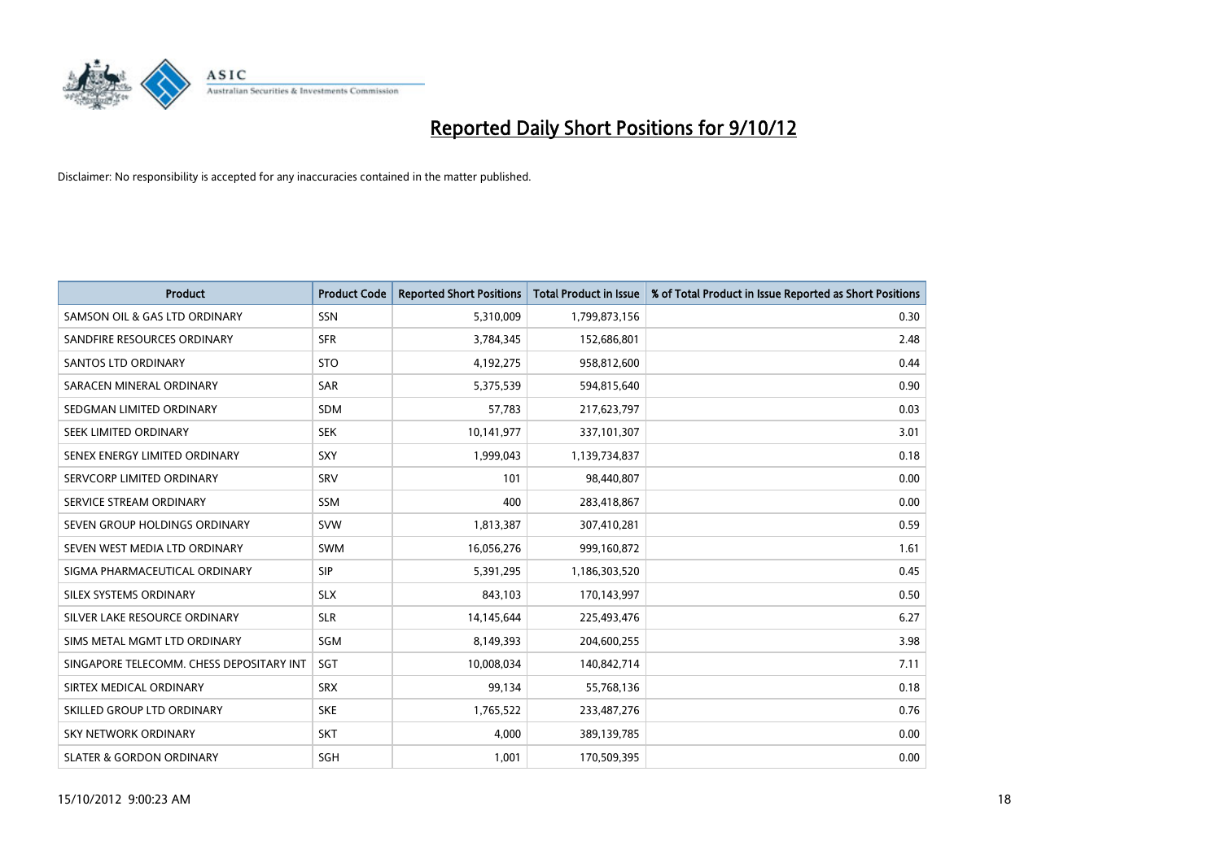# Reported Daily Short Positions for 9/10/12

Disclaimer: No responsibility is accepted for any inaccuracies contained in the matter published.

| Product | Product Code | Reported Short Positions | Total Product in Issue | % of Total Product in Issue Reported as Short Positions |
|---|---|---|---|---|
| SAMSON OIL & GAS LTD ORDINARY | SSN | 5,310,009 | 1,799,873,156 | 0.30 |
| SANDFIRE RESOURCES ORDINARY | SFR | 3,784,345 | 152,686,801 | 2.48 |
| SANTOS LTD ORDINARY | STO | 4,192,275 | 958,812,600 | 0.44 |
| SARACEN MINERAL ORDINARY | SAR | 5,375,539 | 594,815,640 | 0.90 |
| SEDGMAN LIMITED ORDINARY | SDM | 57,783 | 217,623,797 | 0.03 |
| SEEK LIMITED ORDINARY | SEK | 10,141,977 | 337,101,307 | 3.01 |
| SENEX ENERGY LIMITED ORDINARY | SXY | 1,999,043 | 1,139,734,837 | 0.18 |
| SERVCORP LIMITED ORDINARY | SRV | 101 | 98,440,807 | 0.00 |
| SERVICE STREAM ORDINARY | SSM | 400 | 283,418,867 | 0.00 |
| SEVEN GROUP HOLDINGS ORDINARY | SVW | 1,813,387 | 307,410,281 | 0.59 |
| SEVEN WEST MEDIA LTD ORDINARY | SWM | 16,056,276 | 999,160,872 | 1.61 |
| SIGMA PHARMACEUTICAL ORDINARY | SIP | 5,391,295 | 1,186,303,520 | 0.45 |
| SILEX SYSTEMS ORDINARY | SLX | 843,103 | 170,143,997 | 0.50 |
| SILVER LAKE RESOURCE ORDINARY | SLR | 14,145,644 | 225,493,476 | 6.27 |
| SIMS METAL MGMT LTD ORDINARY | SGM | 8,149,393 | 204,600,255 | 3.98 |
| SINGAPORE TELECOMM. CHESS DEPOSITARY INT | SGT | 10,008,034 | 140,842,714 | 7.11 |
| SIRTEX MEDICAL ORDINARY | SRX | 99,134 | 55,768,136 | 0.18 |
| SKILLED GROUP LTD ORDINARY | SKE | 1,765,522 | 233,487,276 | 0.76 |
| SKY NETWORK ORDINARY | SKT | 4,000 | 389,139,785 | 0.00 |
| SLATER & GORDON ORDINARY | SGH | 1,001 | 170,509,395 | 0.00 |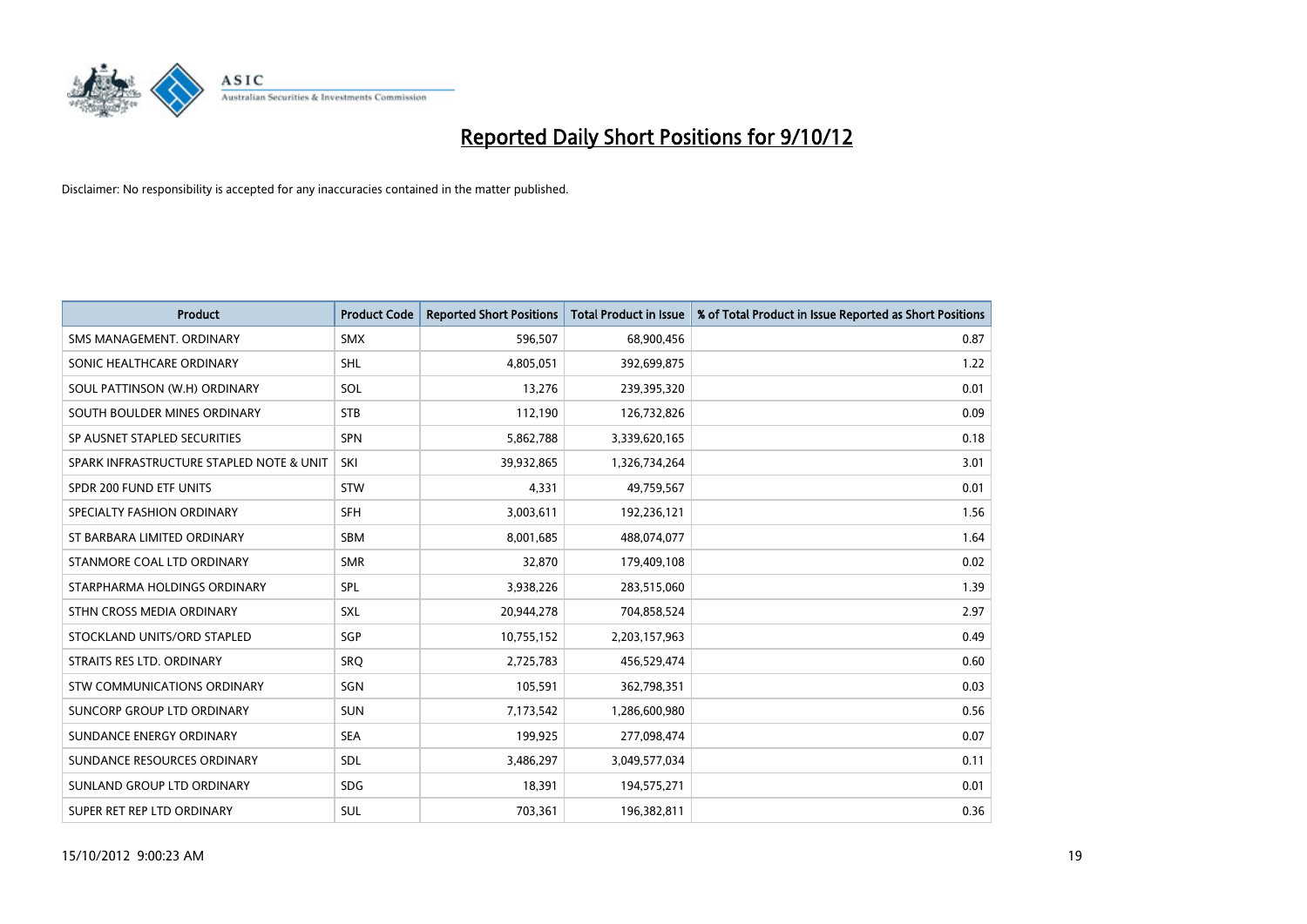# Reported Daily Short Positions for 9/10/12

Disclaimer: No responsibility is accepted for any inaccuracies contained in the matter published.

| Product | Product Code | Reported Short Positions | Total Product in Issue | % of Total Product in Issue Reported as Short Positions |
|---|---|---|---|---|
| SMS MANAGEMENT. ORDINARY | SMX | 596,507 | 68,900,456 | 0.87 |
| SONIC HEALTHCARE ORDINARY | SHL | 4,805,051 | 392,699,875 | 1.22 |
| SOUL PATTINSON (W.H) ORDINARY | SOL | 13,276 | 239,395,320 | 0.01 |
| SOUTH BOULDER MINES ORDINARY | STB | 112,190 | 126,732,826 | 0.09 |
| SP AUSNET STAPLED SECURITIES | SPN | 5,862,788 | 3,339,620,165 | 0.18 |
| SPARK INFRASTRUCTURE STAPLED NOTE & UNIT | SKI | 39,932,865 | 1,326,734,264 | 3.01 |
| SPDR 200 FUND ETF UNITS | STW | 4,331 | 49,759,567 | 0.01 |
| SPECIALTY FASHION ORDINARY | SFH | 3,003,611 | 192,236,121 | 1.56 |
| ST BARBARA LIMITED ORDINARY | SBM | 8,001,685 | 488,074,077 | 1.64 |
| STANMORE COAL LTD ORDINARY | SMR | 32,870 | 179,409,108 | 0.02 |
| STARPHARMA HOLDINGS ORDINARY | SPL | 3,938,226 | 283,515,060 | 1.39 |
| STHN CROSS MEDIA ORDINARY | SXL | 20,944,278 | 704,858,524 | 2.97 |
| STOCKLAND UNITS/ORD STAPLED | SGP | 10,755,152 | 2,203,157,963 | 0.49 |
| STRAITS RES LTD. ORDINARY | SRQ | 2,725,783 | 456,529,474 | 0.60 |
| STW COMMUNICATIONS ORDINARY | SGN | 105,591 | 362,798,351 | 0.03 |
| SUNCORP GROUP LTD ORDINARY | SUN | 7,173,542 | 1,286,600,980 | 0.56 |
| SUNDANCE ENERGY ORDINARY | SEA | 199,925 | 277,098,474 | 0.07 |
| SUNDANCE RESOURCES ORDINARY | SDL | 3,486,297 | 3,049,577,034 | 0.11 |
| SUNLAND GROUP LTD ORDINARY | SDG | 18,391 | 194,575,271 | 0.01 |
| SUPER RET REP LTD ORDINARY | SUL | 703,361 | 196,382,811 | 0.36 |

15/10/2012 9:00:23 AM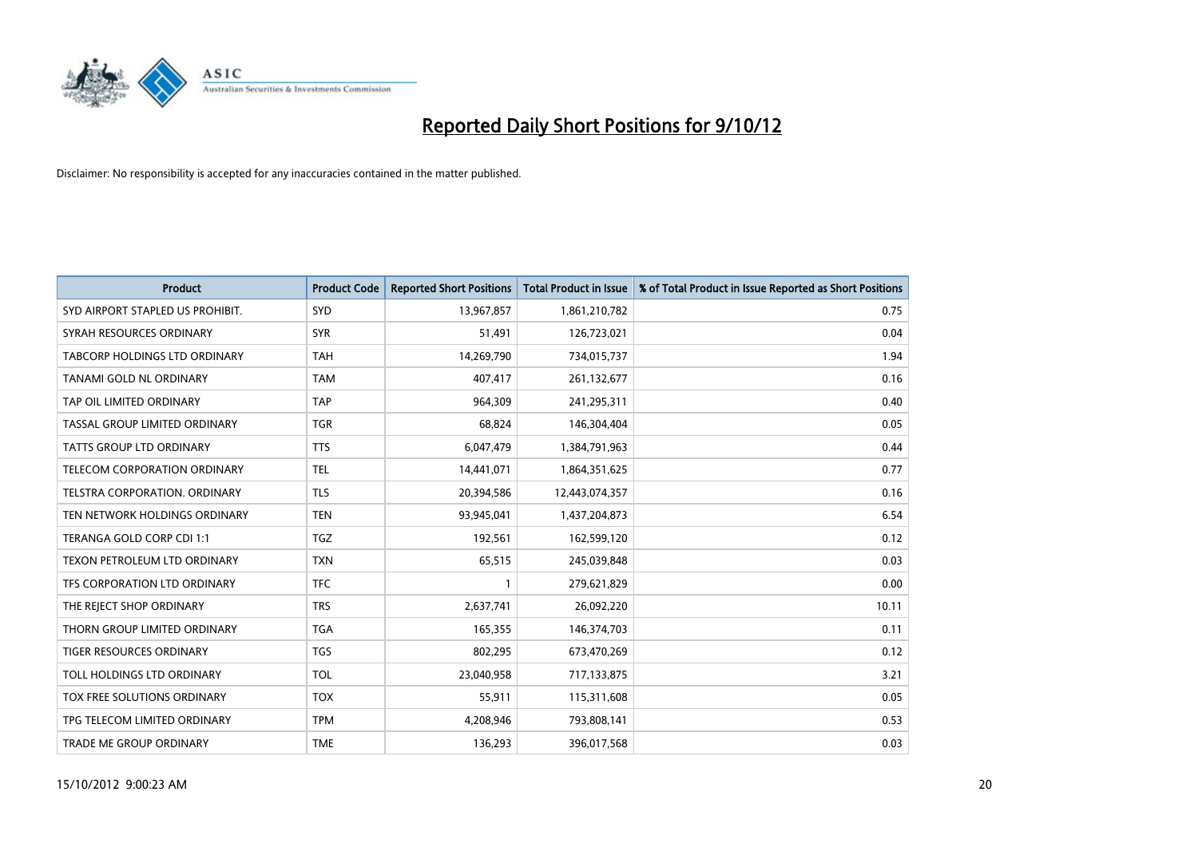# Reported Daily Short Positions for 9/10/12

Disclaimer: No responsibility is accepted for any inaccuracies contained in the matter published.

| Product | Product Code | Reported Short Positions | Total Product in Issue | % of Total Product in Issue Reported as Short Positions |
|---|---|---|---|---|
| SYD AIRPORT STAPLED US PROHIBIT. | SYD | 13,967,857 | 1,861,210,782 | 0.75 |
| SYRAH RESOURCES ORDINARY | SYR | 51,491 | 126,723,021 | 0.04 |
| TABCORP HOLDINGS LTD ORDINARY | TAH | 14,269,790 | 734,015,737 | 1.94 |
| TANAMI GOLD NL ORDINARY | TAM | 407,417 | 261,132,677 | 0.16 |
| TAP OIL LIMITED ORDINARY | TAP | 964,309 | 241,295,311 | 0.40 |
| TASSAL GROUP LIMITED ORDINARY | TGR | 68,824 | 146,304,404 | 0.05 |
| TATTS GROUP LTD ORDINARY | TTS | 6,047,479 | 1,384,791,963 | 0.44 |
| TELECOM CORPORATION ORDINARY | TEL | 14,441,071 | 1,864,351,625 | 0.77 |
| TELSTRA CORPORATION. ORDINARY | TLS | 20,394,586 | 12,443,074,357 | 0.16 |
| TEN NETWORK HOLDINGS ORDINARY | TEN | 93,945,041 | 1,437,204,873 | 6.54 |
| TERANGA GOLD CORP CDI 1:1 | TGZ | 192,561 | 162,599,120 | 0.12 |
| TEXON PETROLEUM LTD ORDINARY | TXN | 65,515 | 245,039,848 | 0.03 |
| TFS CORPORATION LTD ORDINARY | TFC | 1 | 279,621,829 | 0.00 |
| THE REJECT SHOP ORDINARY | TRS | 2,637,741 | 26,092,220 | 10.11 |
| THORN GROUP LIMITED ORDINARY | TGA | 165,355 | 146,374,703 | 0.11 |
| TIGER RESOURCES ORDINARY | TGS | 802,295 | 673,470,269 | 0.12 |
| TOLL HOLDINGS LTD ORDINARY | TOL | 23,040,958 | 717,133,875 | 3.21 |
| TOX FREE SOLUTIONS ORDINARY | TOX | 55,911 | 115,311,608 | 0.05 |
| TPG TELECOM LIMITED ORDINARY | TPM | 4,208,946 | 793,808,141 | 0.53 |
| TRADE ME GROUP ORDINARY | TME | 136,293 | 396,017,568 | 0.03 |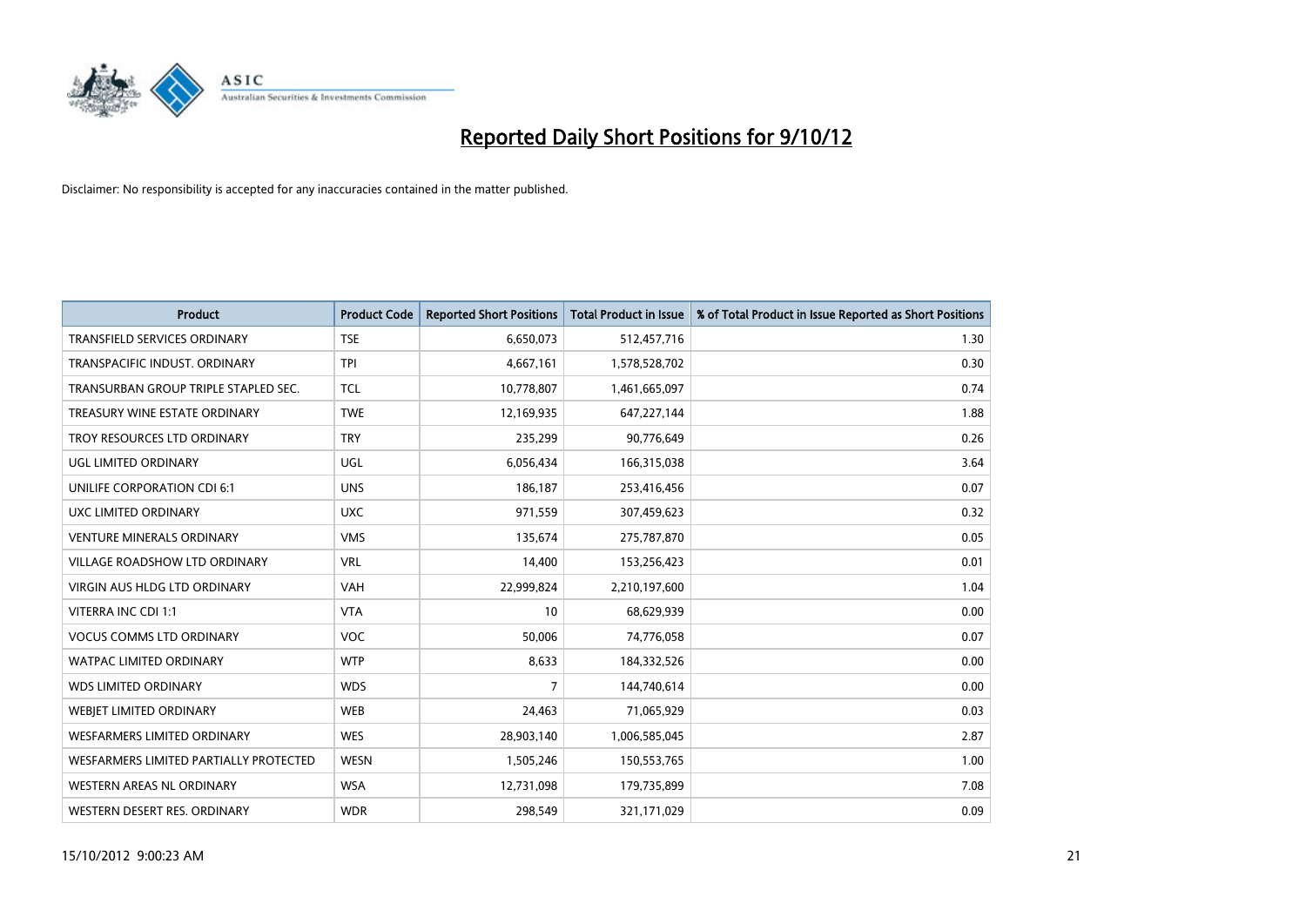# Reported Daily Short Positions for 9/10/12

Disclaimer: No responsibility is accepted for any inaccuracies contained in the matter published.

| Product | Product Code | Reported Short Positions | Total Product in Issue | % of Total Product in Issue Reported as Short Positions |
|---|---|---|---|---|
| TRANSFIELD SERVICES ORDINARY | TSE | 6,650,073 | 512,457,716 | 1.30 |
| TRANSPACIFIC INDUST. ORDINARY | TPI | 4,667,161 | 1,578,528,702 | 0.30 |
| TRANSURBAN GROUP TRIPLE STAPLED SEC. | TCL | 10,778,807 | 1,461,665,097 | 0.74 |
| TREASURY WINE ESTATE ORDINARY | TWE | 12,169,935 | 647,227,144 | 1.88 |
| TROY RESOURCES LTD ORDINARY | TRY | 235,299 | 90,776,649 | 0.26 |
| UGL LIMITED ORDINARY | UGL | 6,056,434 | 166,315,038 | 3.64 |
| UNILIFE CORPORATION CDI 6:1 | UNS | 186,187 | 253,416,456 | 0.07 |
| UXC LIMITED ORDINARY | UXC | 971,559 | 307,459,623 | 0.32 |
| VENTURE MINERALS ORDINARY | VMS | 135,674 | 275,787,870 | 0.05 |
| VILLAGE ROADSHOW LTD ORDINARY | VRL | 14,400 | 153,256,423 | 0.01 |
| VIRGIN AUS HLDG LTD ORDINARY | VAH | 22,999,824 | 2,210,197,600 | 1.04 |
| VITERRA INC CDI 1:1 | VTA | 10 | 68,629,939 | 0.00 |
| VOCUS COMMS LTD ORDINARY | VOC | 50,006 | 74,776,058 | 0.07 |
| WATPAC LIMITED ORDINARY | WTP | 8,633 | 184,332,526 | 0.00 |
| WDS LIMITED ORDINARY | WDS | 7 | 144,740,614 | 0.00 |
| WEBJET LIMITED ORDINARY | WEB | 24,463 | 71,065,929 | 0.03 |
| WESFARMERS LIMITED ORDINARY | WES | 28,903,140 | 1,006,585,045 | 2.87 |
| WESFARMERS LIMITED PARTIALLY PROTECTED | WESN | 1,505,246 | 150,553,765 | 1.00 |
| WESTERN AREAS NL ORDINARY | WSA | 12,731,098 | 179,735,899 | 7.08 |
| WESTERN DESERT RES. ORDINARY | WDR | 298,549 | 321,171,029 | 0.09 |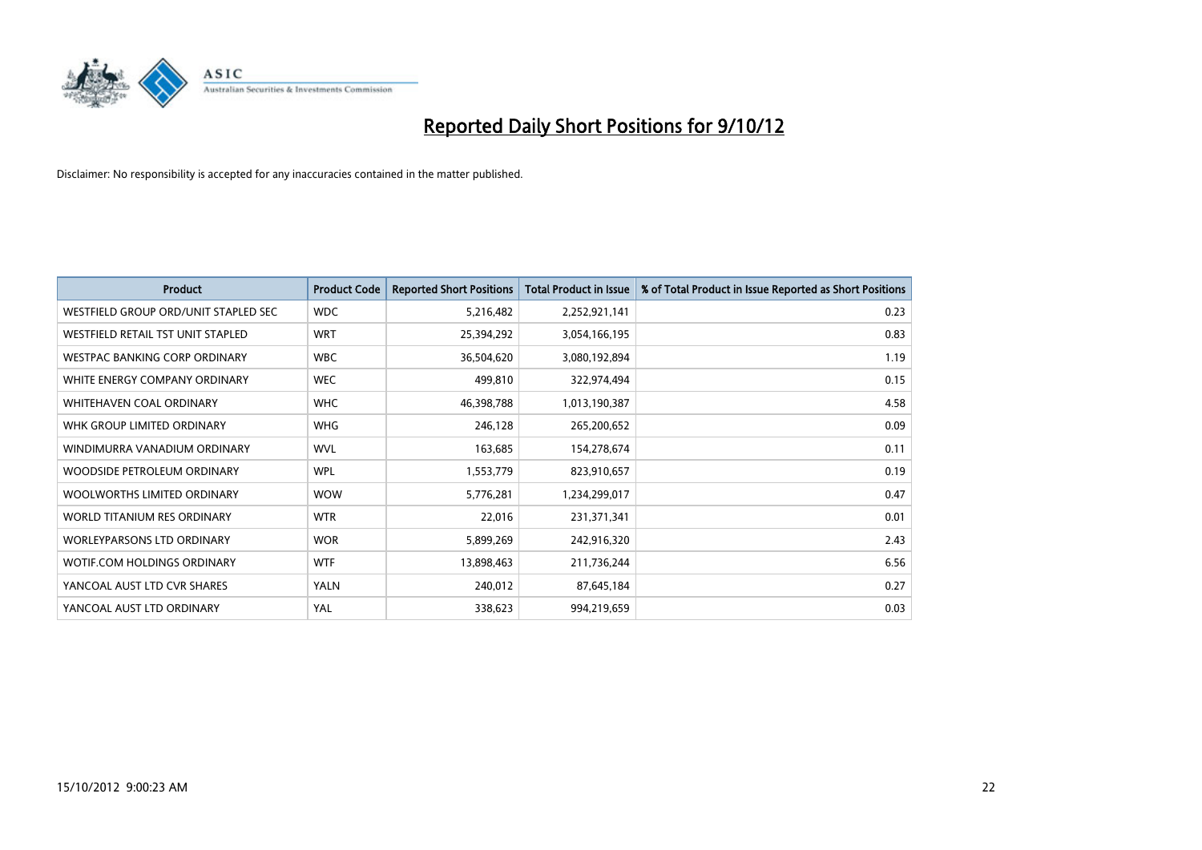# Reported Daily Short Positions for 9/10/12

Disclaimer: No responsibility is accepted for any inaccuracies contained in the matter published.

| Product | Product Code | Reported Short Positions | Total Product in Issue | % of Total Product in Issue Reported as Short Positions |
|---|---|---|---|---|
| WESTFIELD GROUP ORD/UNIT STAPLED SEC | WDC | 5,216,482 | 2,252,921,141 | 0.23 |
| WESTFIELD RETAIL TST UNIT STAPLED | WRT | 25,394,292 | 3,054,166,195 | 0.83 |
| WESTPAC BANKING CORP ORDINARY | WBC | 36,504,620 | 3,080,192,894 | 1.19 |
| WHITE ENERGY COMPANY ORDINARY | WEC | 499,810 | 322,974,494 | 0.15 |
| WHITEHAVEN COAL ORDINARY | WHC | 46,398,788 | 1,013,190,387 | 4.58 |
| WHK GROUP LIMITED ORDINARY | WHG | 246,128 | 265,200,652 | 0.09 |
| WINDIMURRA VANADIUM ORDINARY | WVL | 163,685 | 154,278,674 | 0.11 |
| WOODSIDE PETROLEUM ORDINARY | WPL | 1,553,779 | 823,910,657 | 0.19 |
| WOOLWORTHS LIMITED ORDINARY | WOW | 5,776,281 | 1,234,299,017 | 0.47 |
| WORLD TITANIUM RES ORDINARY | WTR | 22,016 | 231,371,341 | 0.01 |
| WORLEYPARSONS LTD ORDINARY | WOR | 5,899,269 | 242,916,320 | 2.43 |
| WOTIF.COM HOLDINGS ORDINARY | WTF | 13,898,463 | 211,736,244 | 6.56 |
| YANCOAL AUST LTD CVR SHARES | YALN | 240,012 | 87,645,184 | 0.27 |
| YANCOAL AUST LTD ORDINARY | YAL | 338,623 | 994,219,659 | 0.03 |